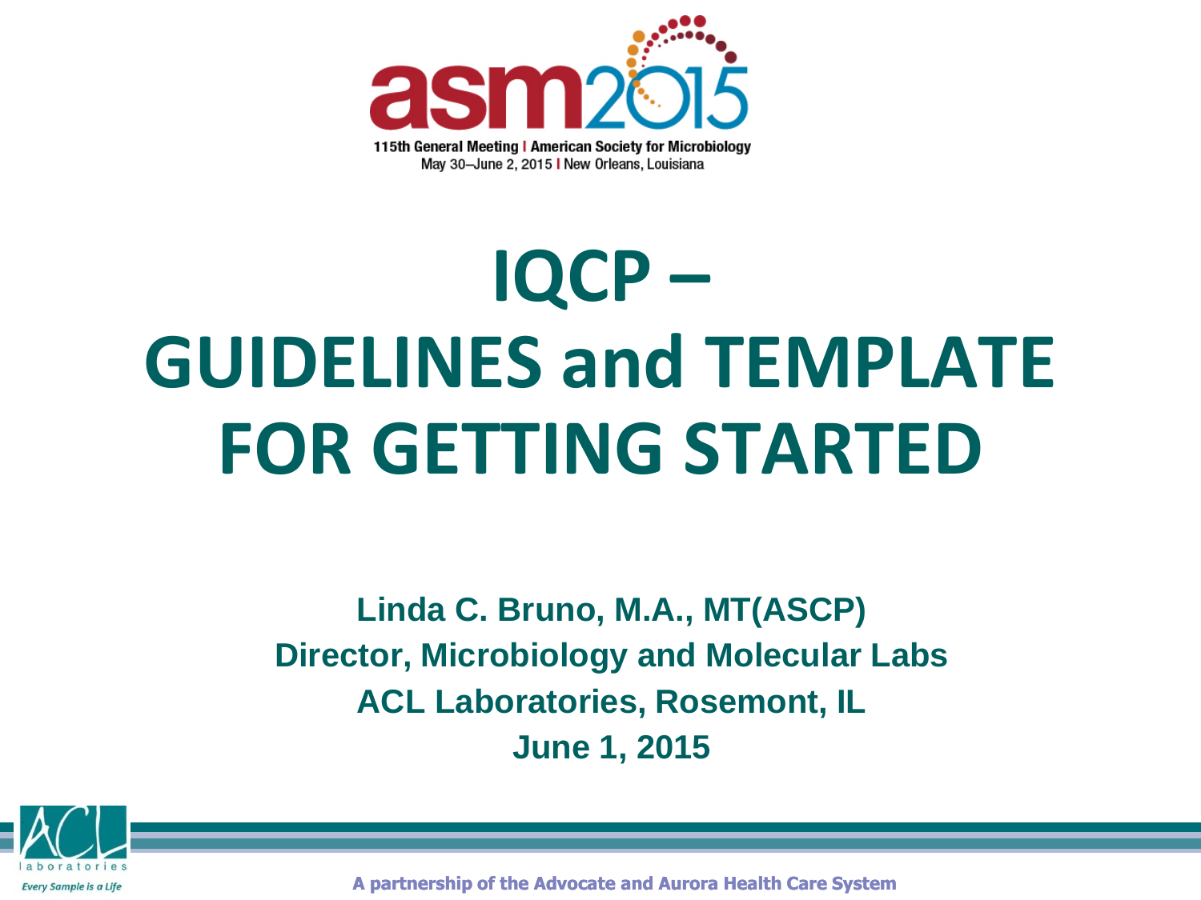asm2015

115th General Meeting | American Society for Microbiology

May 30–June 2, 2015 | New Orleans, Louisiana

# IQCP – GUIDELINES and TEMPLATE FOR GETTING STARTED

**Linda C. Bruno, M.A., MT(ASCP)**

**Director, Microbiology and Molecular Labs**

**ACL Laboratories, Rosemont, IL**

**June 1, 2015**

ACL laboratories

*Every Sample is a Life*

**A partnership of the Advocate and Aurora Health Care System**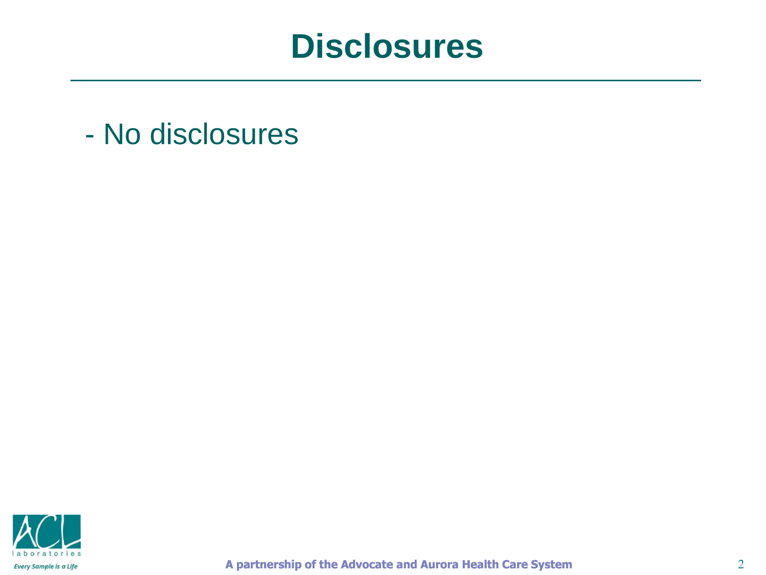# Disclosures

- No disclosures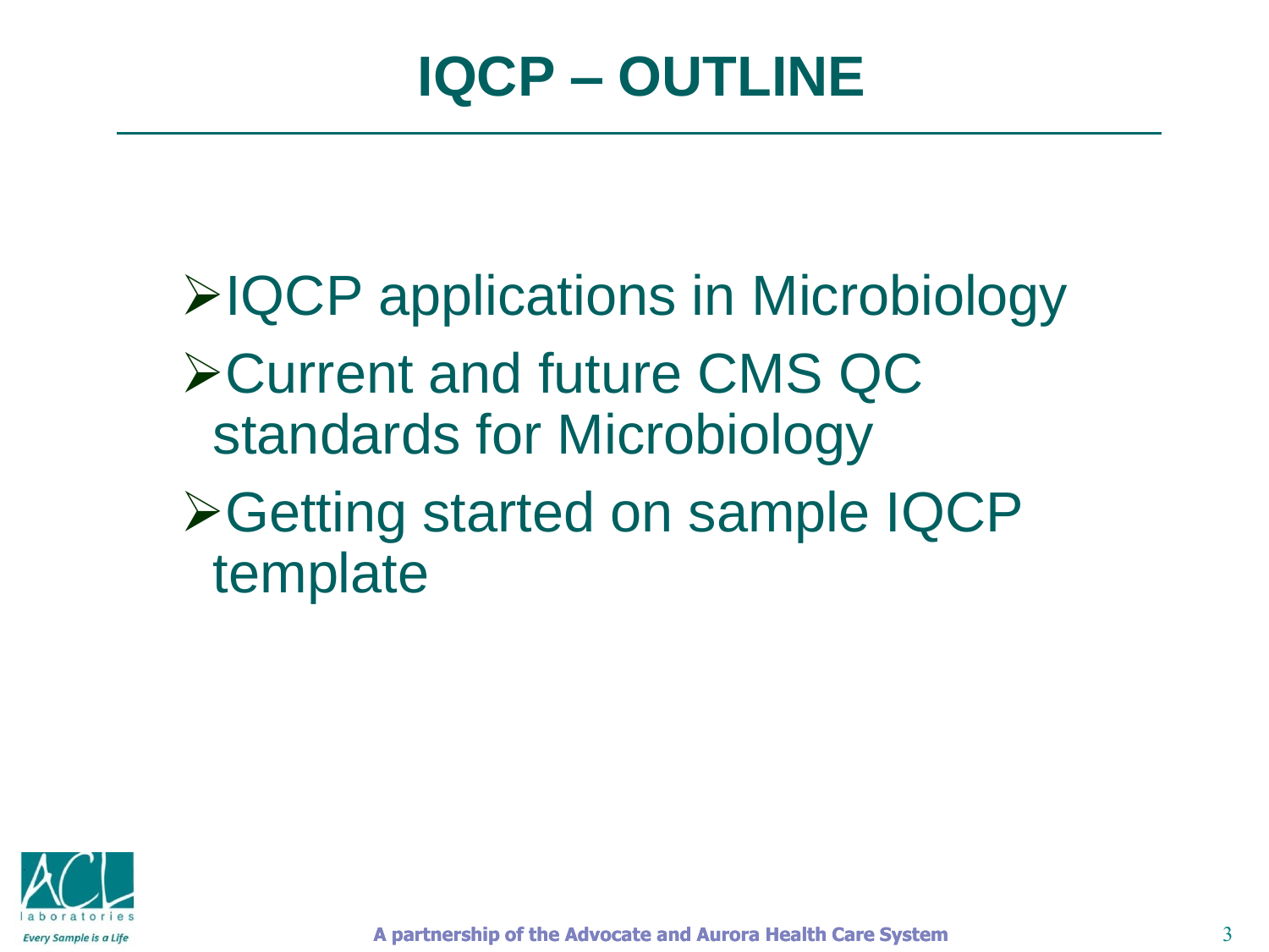# IQCP – OUTLINE

- IQCP applications in Microbiology
- Current and future CMS QC standards for Microbiology
- Getting started on sample IQCP template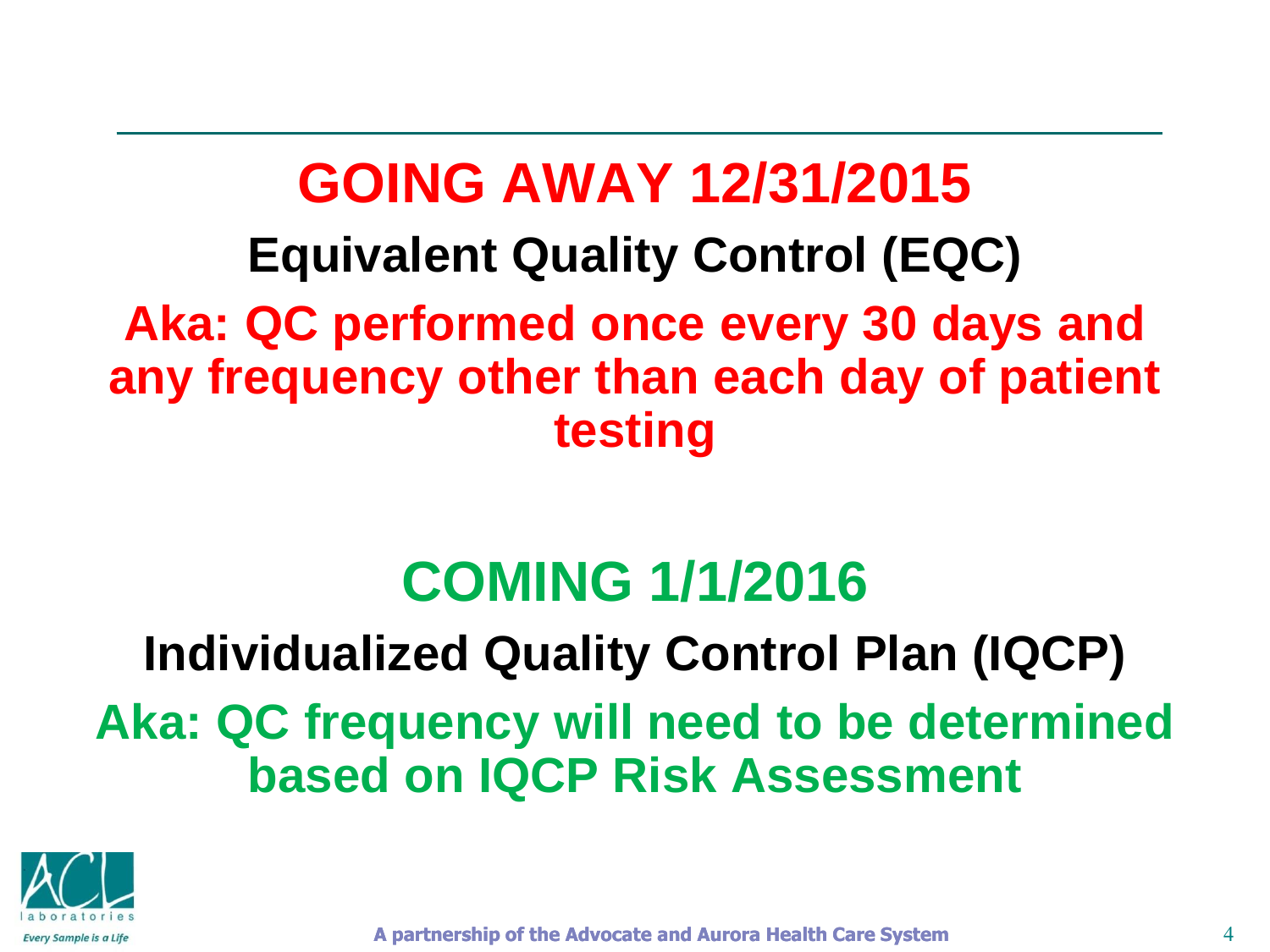## GOING AWAY 12/31/2015

**Equivalent Quality Control (EQC)**

**Aka: QC performed once every 30 days and any frequency other than each day of patient testing**

## COMING 1/1/2016

**Individualized Quality Control Plan (IQCP)**

**Aka: QC frequency will need to be determined based on IQCP Risk Assessment**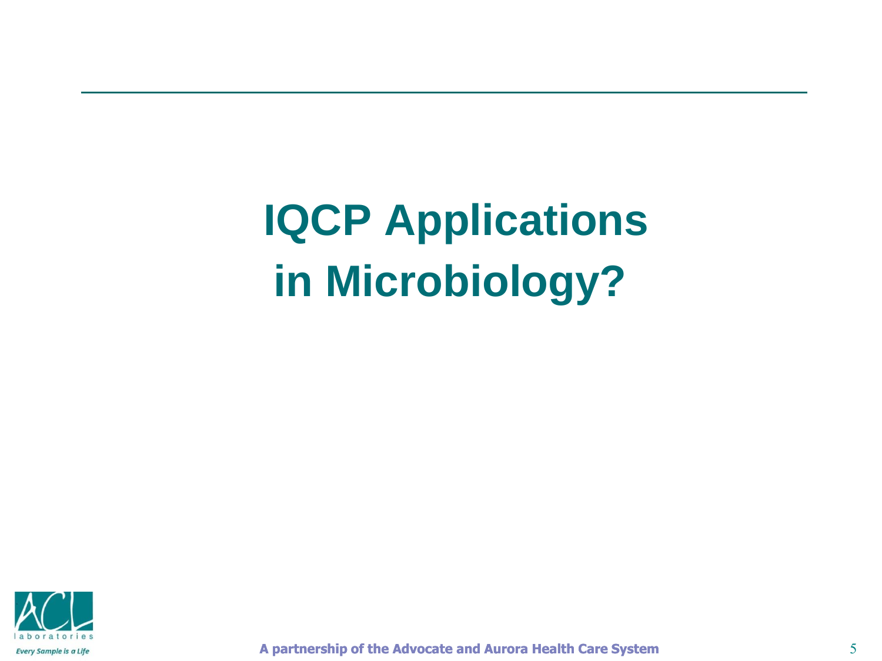# IQCP Applications in Microbiology?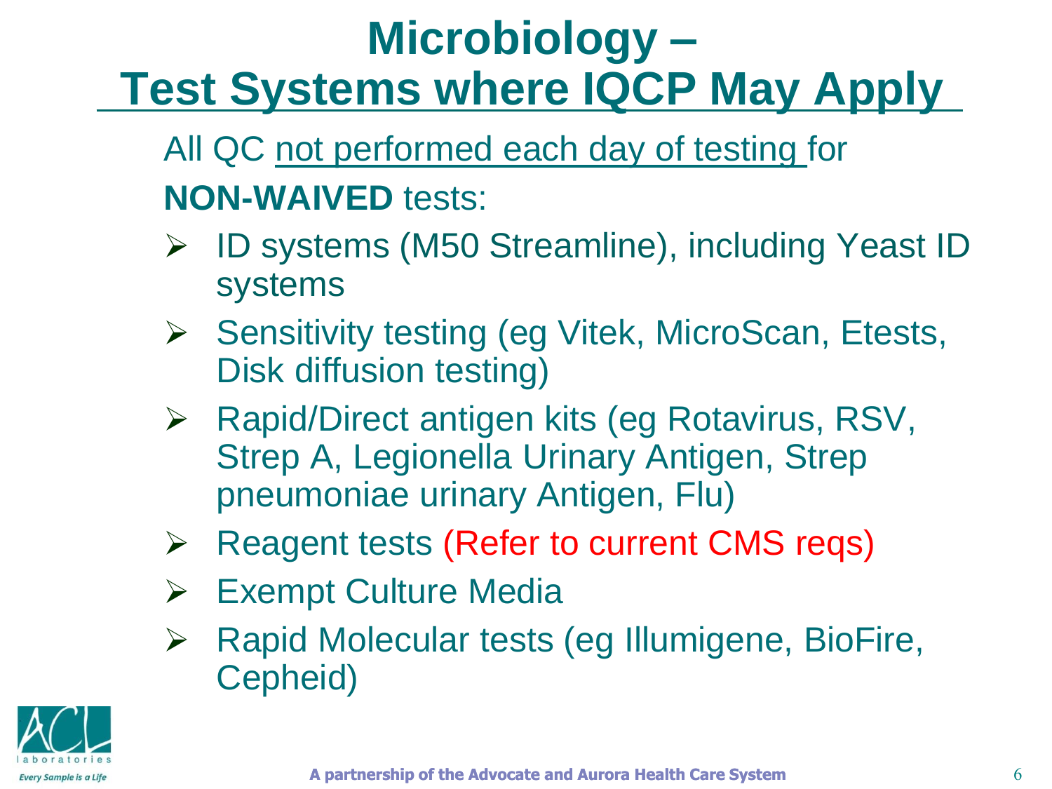# Microbiology – Test Systems where IQCP May Apply

All QC not performed each day of testing for **NON-WAIVED** tests:

- ID systems (M50 Streamline), including Yeast ID systems
- Sensitivity testing (eg Vitek, MicroScan, Etests, Disk diffusion testing)
- Rapid/Direct antigen kits (eg Rotavirus, RSV, Strep A, Legionella Urinary Antigen, Strep pneumoniae urinary Antigen, Flu)
- Reagent tests (Refer to current CMS reqs)
- Exempt Culture Media
- Rapid Molecular tests (eg Illumigene, BioFire, Cepheid)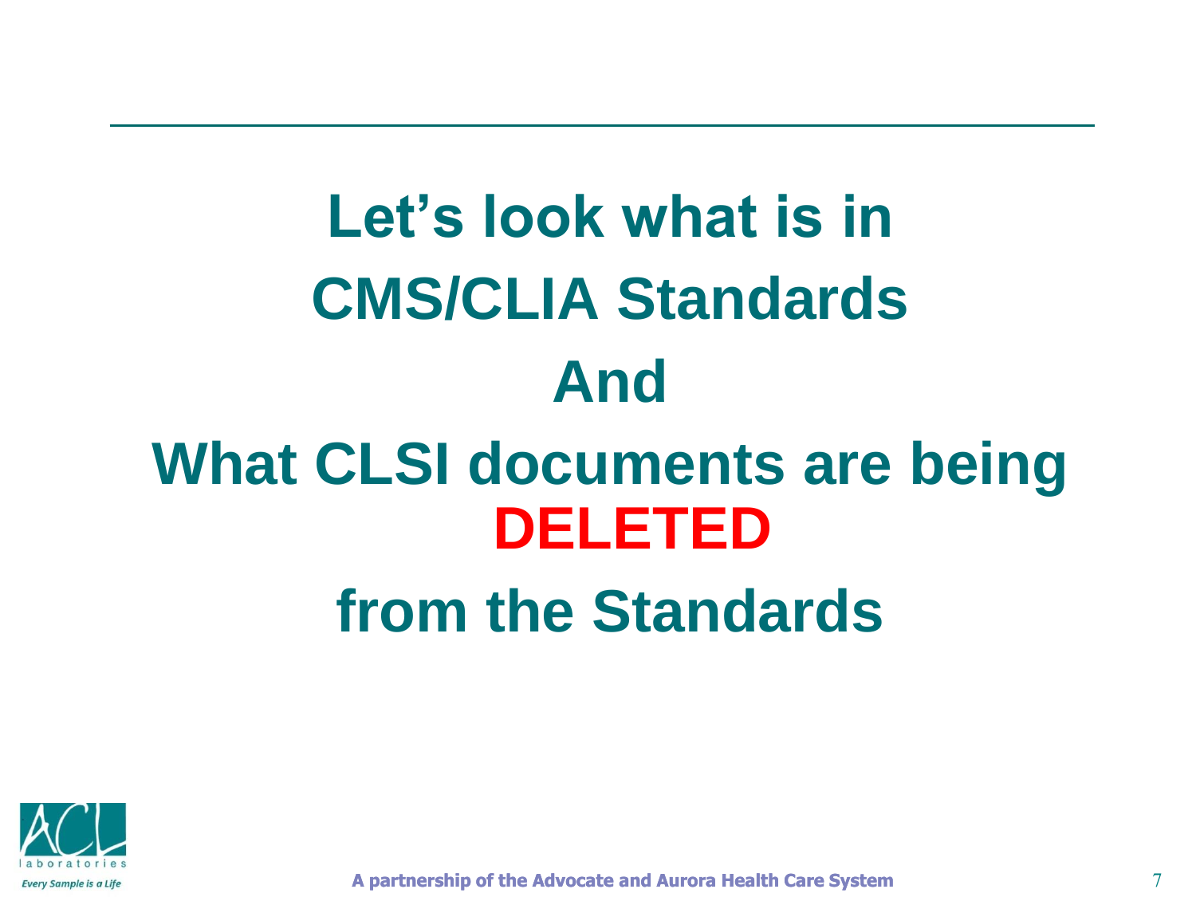# Let's look what is in CMS/CLIA Standards And What CLSI documents are being DELETED from the Standards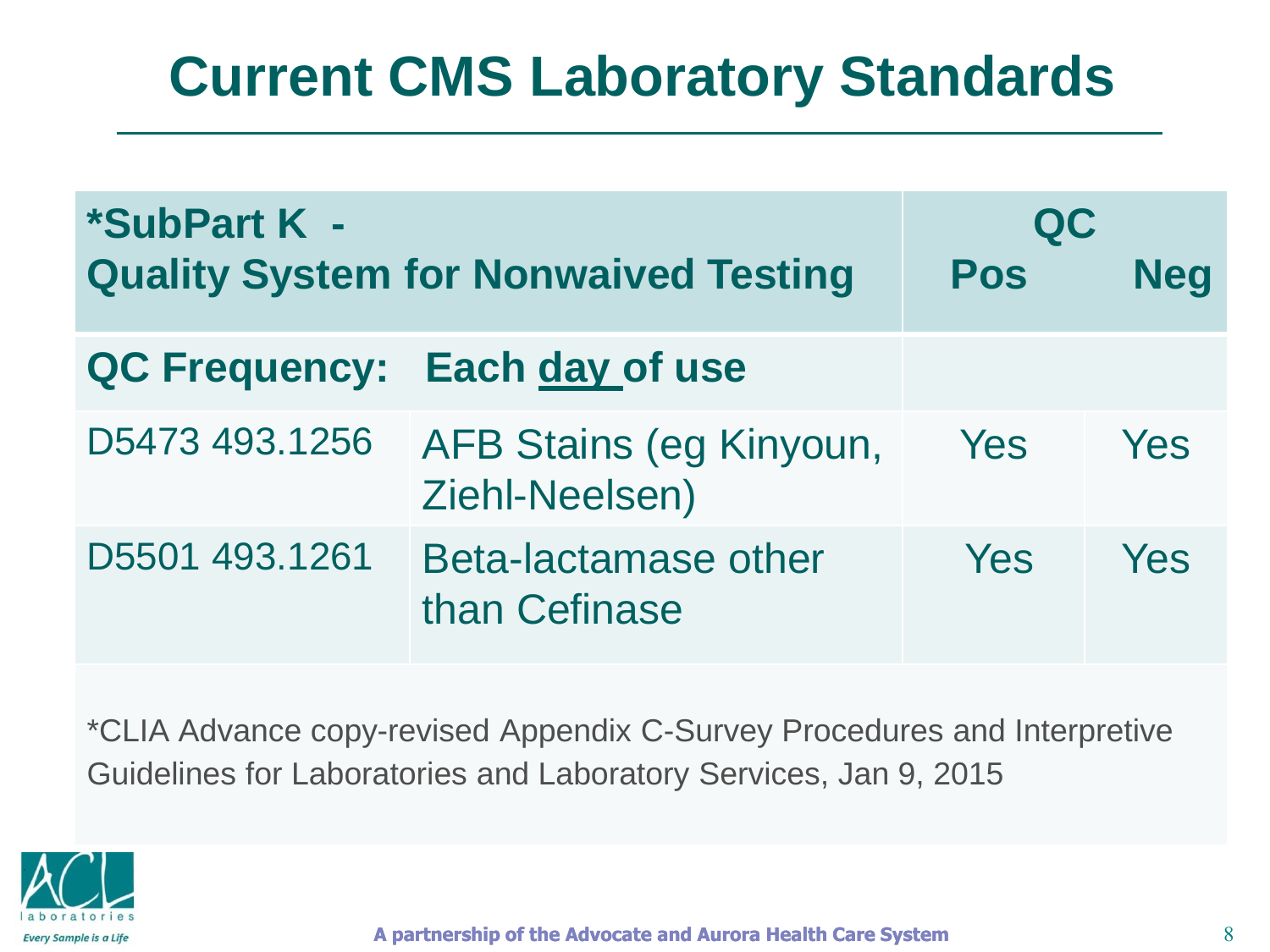# Current CMS Laboratory Standards

| *SubPart K - Quality System for Nonwaived Testing | | QC Pos | QC Neg |
|---|---|---|---|
| **QC Frequency:** | **Each day of use** | | |
| D5473 493.1256 | AFB Stains (eg Kinyoun, Ziehl-Neelsen) | Yes | Yes |
| D5501 493.1261 | Beta-lactamase other than Cefinase | Yes | Yes |

*CLIA Advance copy-revised Appendix C-Survey Procedures and Interpretive Guidelines for Laboratories and Laboratory Services, Jan 9, 2015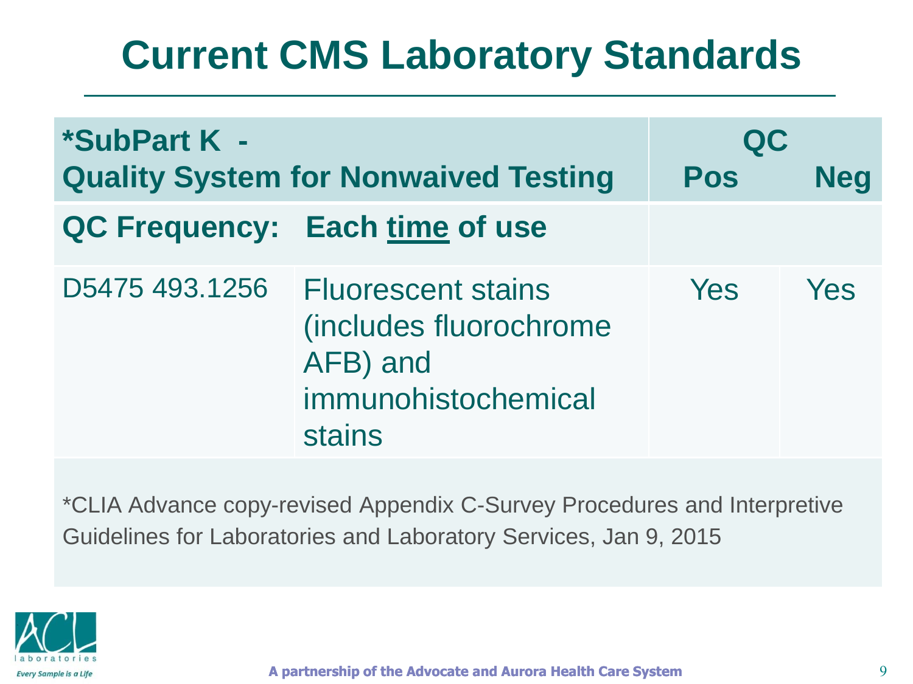# Current CMS Laboratory Standards

| *SubPart K - Quality System for Nonwaived Testing | | QC Pos | QC Neg |
|---|---|---|---|
| **QC Frequency: Each <u>time</u> of use** | | | |
| D5475 493.1256 | Fluorescent stains (includes fluorochrome AFB) and immunohistochemical stains | Yes | Yes |

*CLIA Advance copy-revised Appendix C-Survey Procedures and Interpretive Guidelines for Laboratories and Laboratory Services, Jan 9, 2015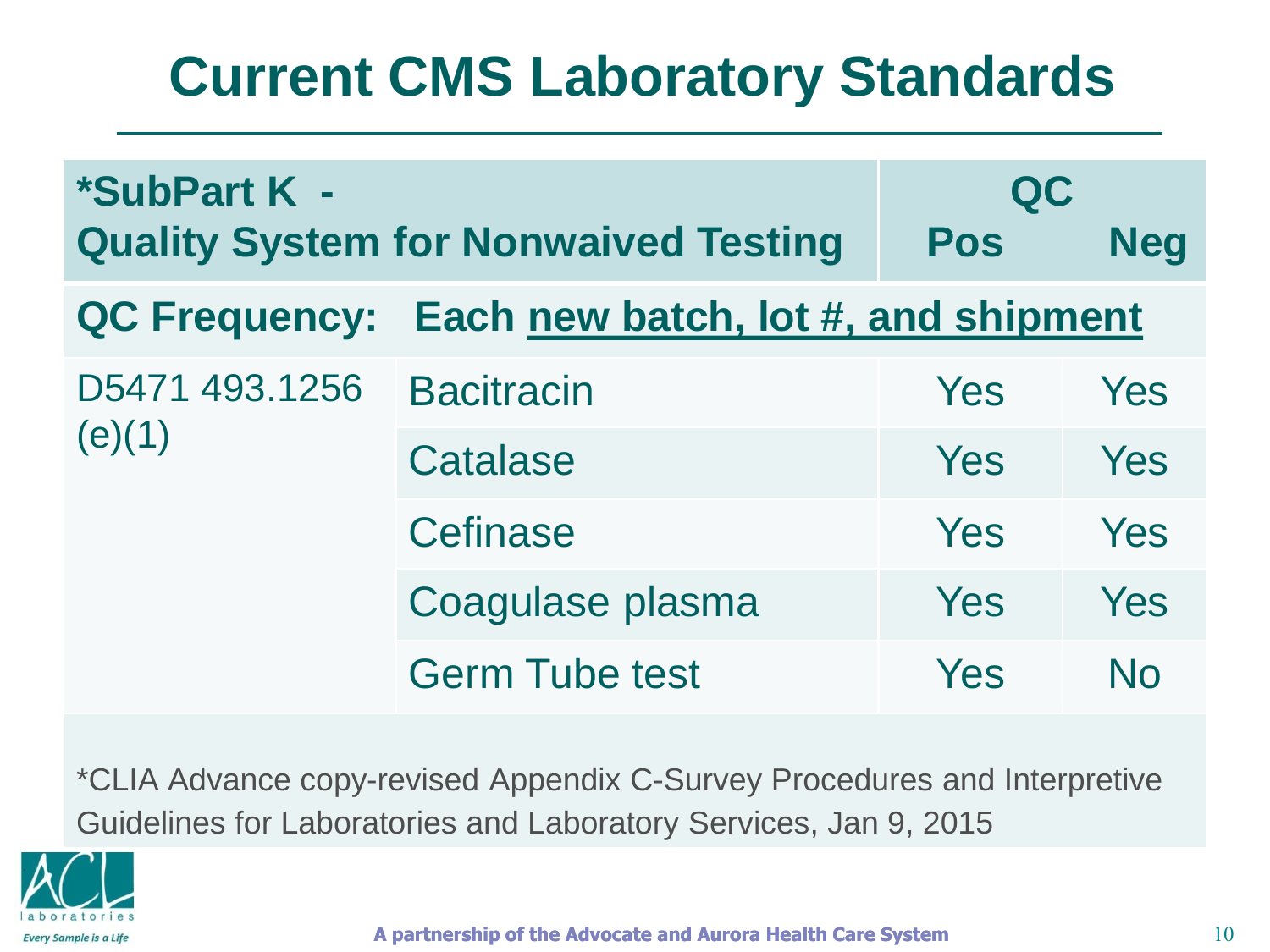# Current CMS Laboratory Standards

| *SubPart K - Quality System for Nonwaived Testing | | QC Pos | QC Neg |
|---|---|---|---|
| **QC Frequency: Each new batch, lot #, and shipment** | | | |
| D5471 493.1256 (e)(1) | Bacitracin | Yes | Yes |
| | Catalase | Yes | Yes |
| | Cefinase | Yes | Yes |
| | Coagulase plasma | Yes | Yes |
| | Germ Tube test | Yes | No |

*CLIA Advance copy-revised Appendix C-Survey Procedures and Interpretive Guidelines for Laboratories and Laboratory Services, Jan 9, 2015

ACL laboratories

*Every Sample is a Life*

**A partnership of the Advocate and Aurora Health Care System**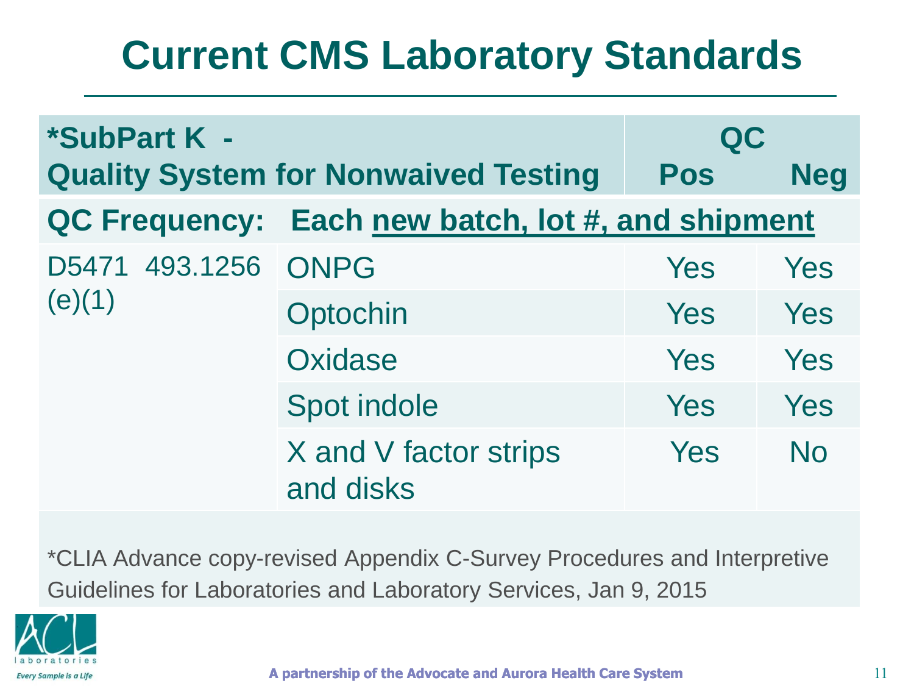# Current CMS Laboratory Standards

| *SubPart K - Quality System for Nonwaived Testing | | QC Pos | QC Neg |
|---|---|---|---|
| **QC Frequency: Each new batch, lot #, and shipment** | | | |
| D5471 493.1256 (e)(1) | ONPG | Yes | Yes |
| | Optochin | Yes | Yes |
| | Oxidase | Yes | Yes |
| | Spot indole | Yes | Yes |
| | X and V factor strips and disks | Yes | No |

*CLIA Advance copy-revised Appendix C-Survey Procedures and Interpretive Guidelines for Laboratories and Laboratory Services, Jan 9, 2015

ACL laboratories

*Every Sample is a Life*

**A partnership of the Advocate and Aurora Health Care System**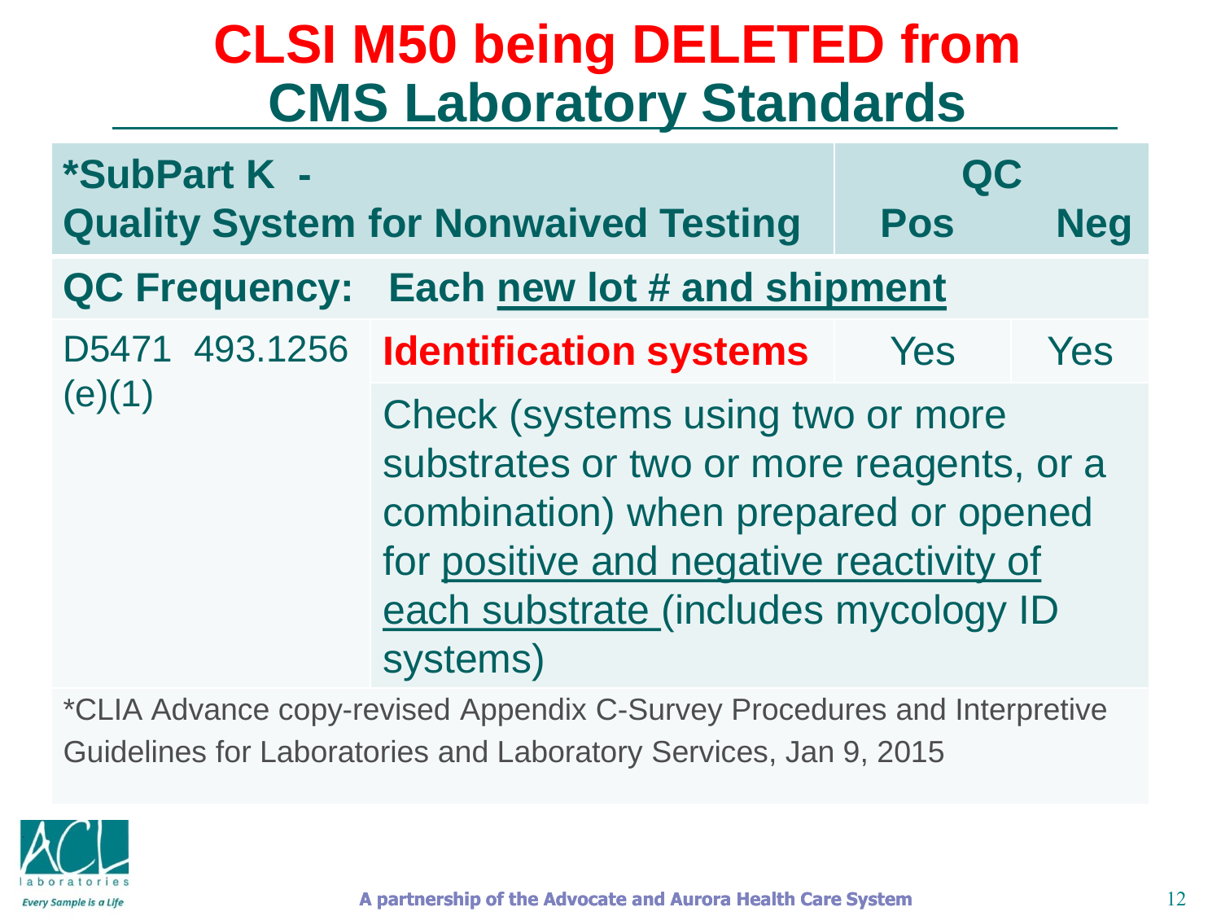# CLSI M50 being DELETED from CMS Laboratory Standards

| *SubPart K - Quality System for Nonwaived Testing | | QC Pos | QC Neg |
|---|---|---|---|
| **QC Frequency:** | **Each new lot # and shipment** | | |
| D5471 493.1256 (e)(1) | **Identification systems** | Yes | Yes |
| | Check (systems using two or more substrates or two or more reagents, or a combination) when prepared or opened for positive and negative reactivity of each substrate (includes mycology ID systems) | | |

*CLIA Advance copy-revised Appendix C-Survey Procedures and Interpretive Guidelines for Laboratories and Laboratory Services, Jan 9, 2015

ACL laboratories

*Every Sample is a Life*

**A partnership of the Advocate and Aurora Health Care System**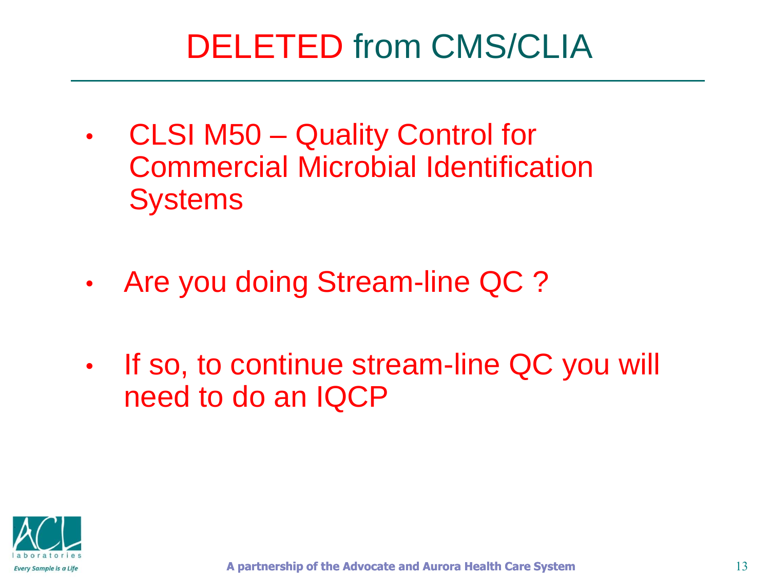# DELETED from CMS/CLIA

- CLSI M50 – Quality Control for Commercial Microbial Identification Systems

- Are you doing Stream-line QC ?

- If so, to continue stream-line QC you will need to do an IQCP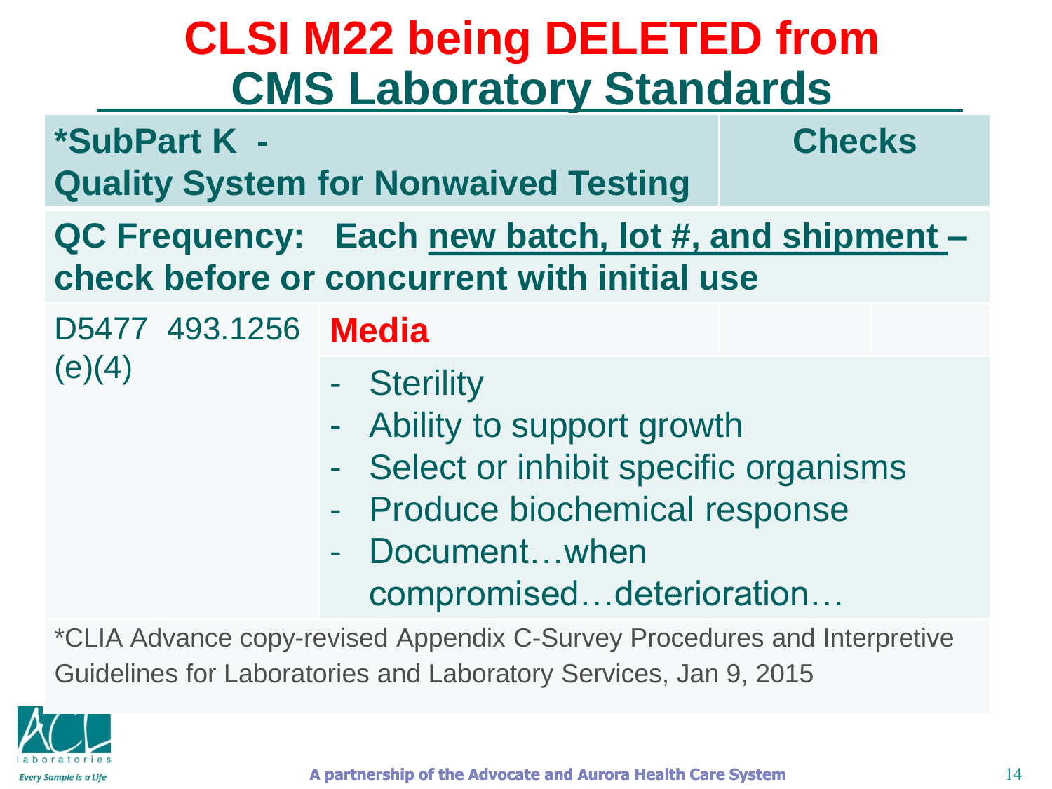# CLSI M22 being DELETED from CMS Laboratory Standards

| *SubPart K - Quality System for Nonwaived Testing | | Checks |
|---|---|---|
| **QC Frequency: Each new batch, lot #, and shipment – check before or concurrent with initial use** | | |
| D5477 493.1256 (e)(4) | **Media** | |
| | - Sterility<br>- Ability to support growth<br>- Select or inhibit specific organisms<br>- Produce biochemical response<br>- Document…when compromised…deterioration… | |

*CLIA Advance copy-revised Appendix C-Survey Procedures and Interpretive Guidelines for Laboratories and Laboratory Services, Jan 9, 2015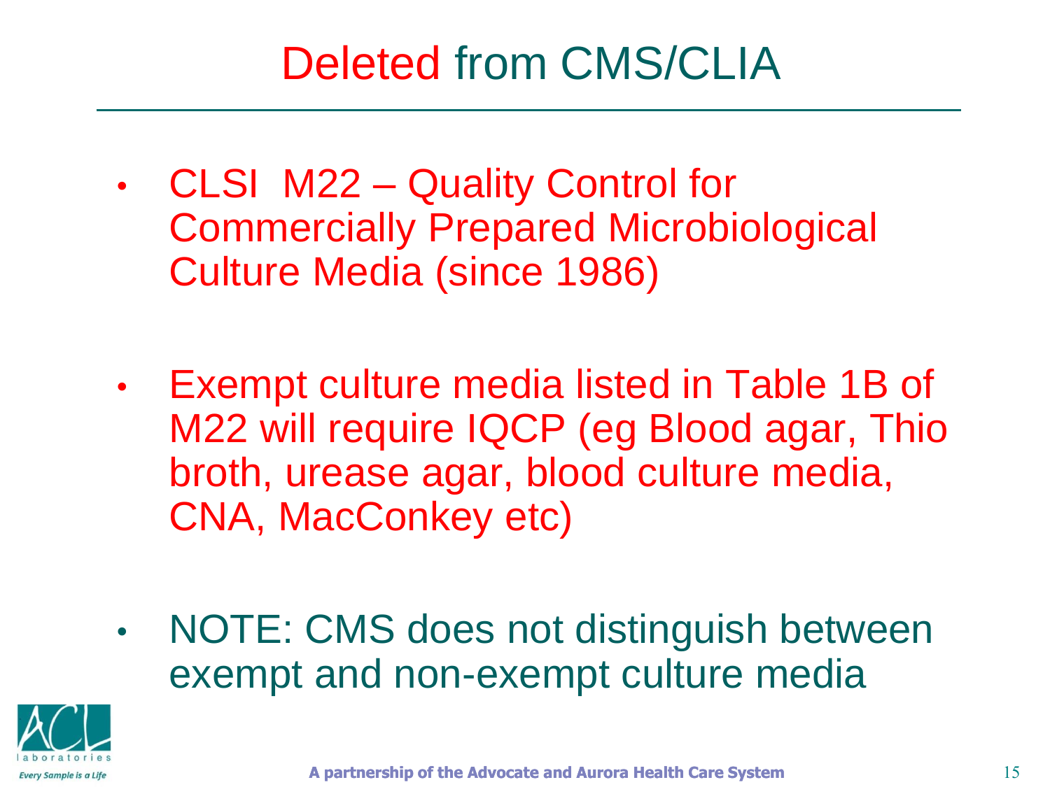# Deleted from CMS/CLIA

- CLSI M22 – Quality Control for Commercially Prepared Microbiological Culture Media (since 1986)

- Exempt culture media listed in Table 1B of M22 will require IQCP (eg Blood agar, Thio broth, urease agar, blood culture media, CNA, MacConkey etc)

- NOTE: CMS does not distinguish between exempt and non-exempt culture media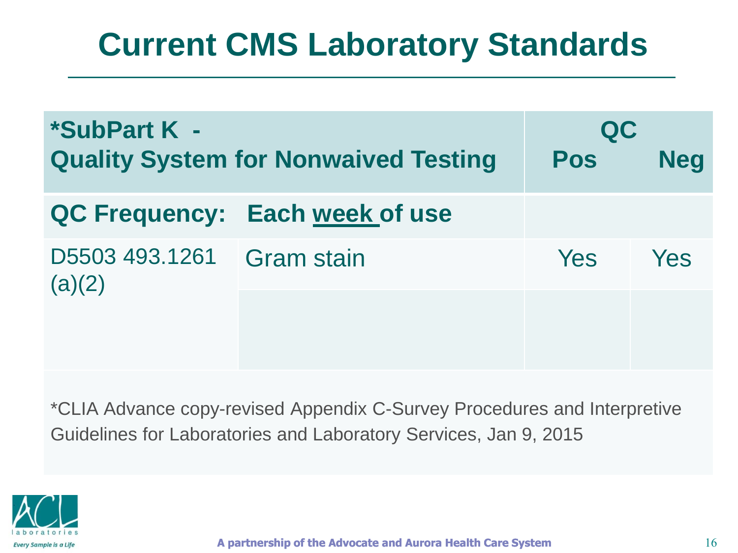# Current CMS Laboratory Standards

| *SubPart K - Quality System for Nonwaived Testing | | QC Pos | QC Neg |
|---|---|---|---|
| **QC Frequency: Each week of use** | | | |
| D5503 493.1261 (a)(2) | Gram stain | Yes | Yes |
| | | | |

*CLIA Advance copy-revised Appendix C-Survey Procedures and Interpretive Guidelines for Laboratories and Laboratory Services, Jan 9, 2015

ACL laboratories
*Every Sample is a Life*

**A partnership of the Advocate and Aurora Health Care System**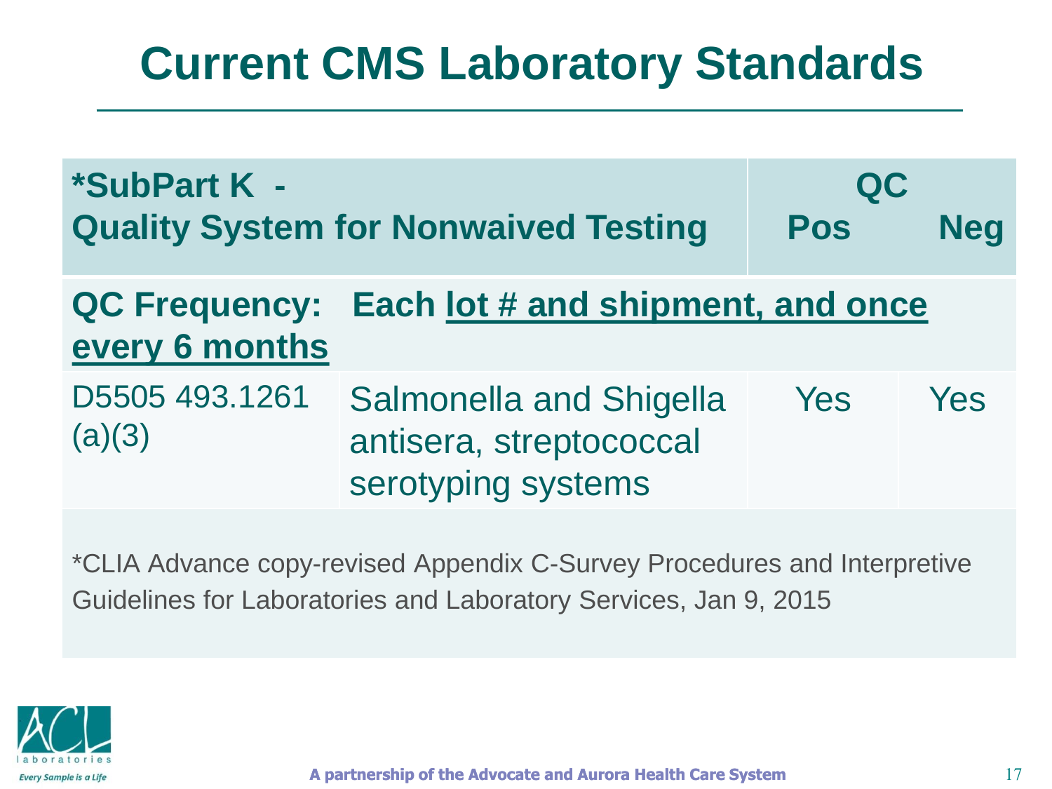# Current CMS Laboratory Standards

| *SubPart K - Quality System for Nonwaived Testing | | QC Pos | QC Neg |
|---|---|---|---|
| **QC Frequency: Each lot # and shipment, and once every 6 months** | | | |
| D5505 493.1261 (a)(3) | Salmonella and Shigella antisera, streptococcal serotyping systems | Yes | Yes |

*CLIA Advance copy-revised Appendix C-Survey Procedures and Interpretive Guidelines for Laboratories and Laboratory Services, Jan 9, 2015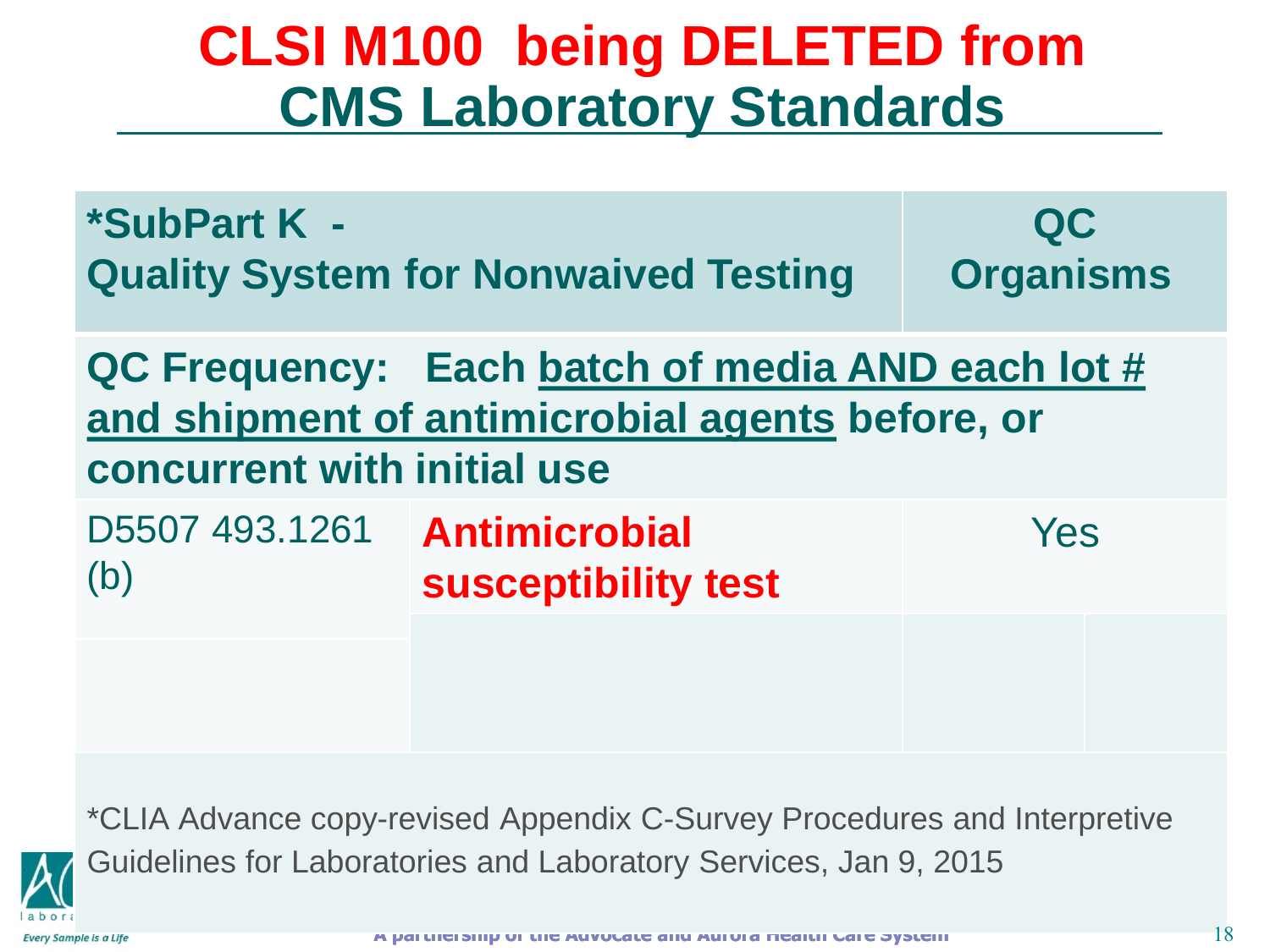# CLSI M100 being DELETED from CMS Laboratory Standards

| *SubPart K - Quality System for Nonwaived Testing | | QC Organisms |
|---|---|---|
| **QC Frequency: Each batch of media AND each lot # and shipment of antimicrobial agents before, or concurrent with initial use** | | |
| D5507 493.1261 (b) | **Antimicrobial susceptibility test** | Yes |
| | | |

*CLIA Advance copy-revised Appendix C-Survey Procedures and Interpretive Guidelines for Laboratories and Laboratory Services, Jan 9, 2015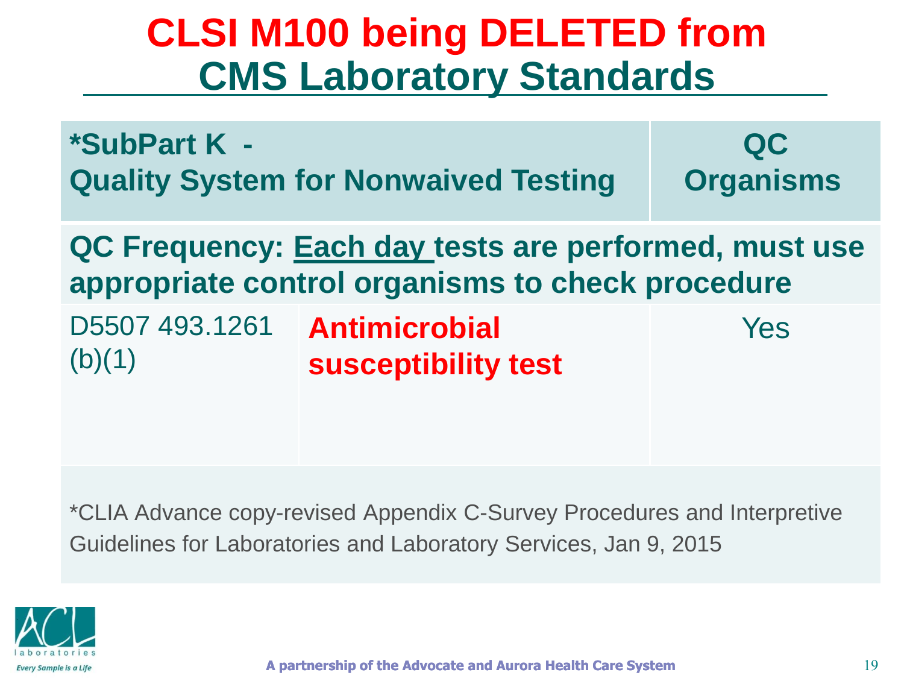# CLSI M100 being DELETED from CMS Laboratory Standards

| *SubPart K - Quality System for Nonwaived Testing | | QC Organisms |
|---|---|---|
| **QC Frequency: Each day tests are performed, must use appropriate control organisms to check procedure** | | |
| D5507 493.1261 (b)(1) | **Antimicrobial susceptibility test** | Yes |

*CLIA Advance copy-revised Appendix C-Survey Procedures and Interpretive Guidelines for Laboratories and Laboratory Services, Jan 9, 2015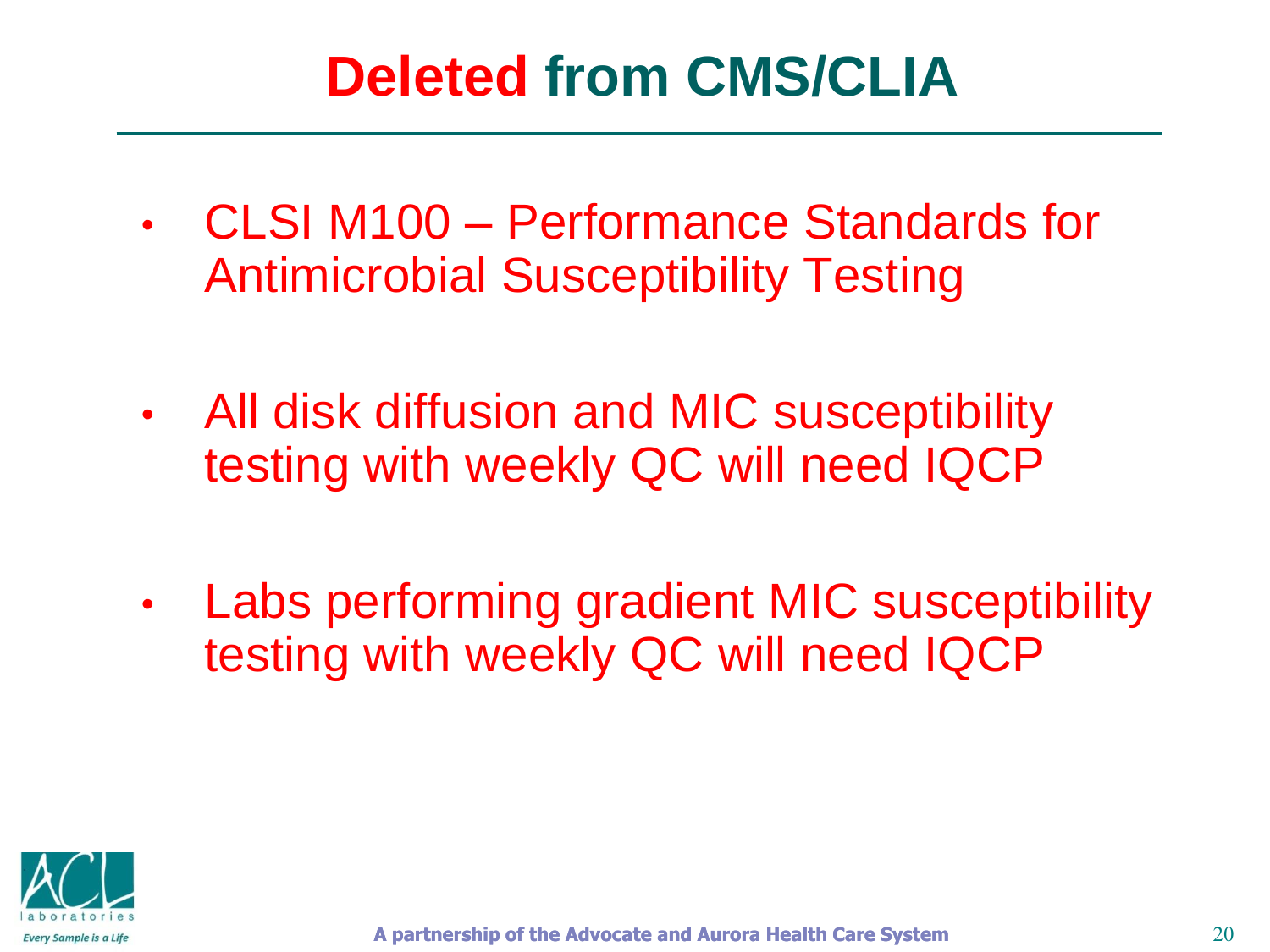# **Deleted** from CMS/CLIA

- CLSI M100 – Performance Standards for Antimicrobial Susceptibility Testing
- All disk diffusion and MIC susceptibility testing with weekly QC will need IQCP
- Labs performing gradient MIC susceptibility testing with weekly QC will need IQCP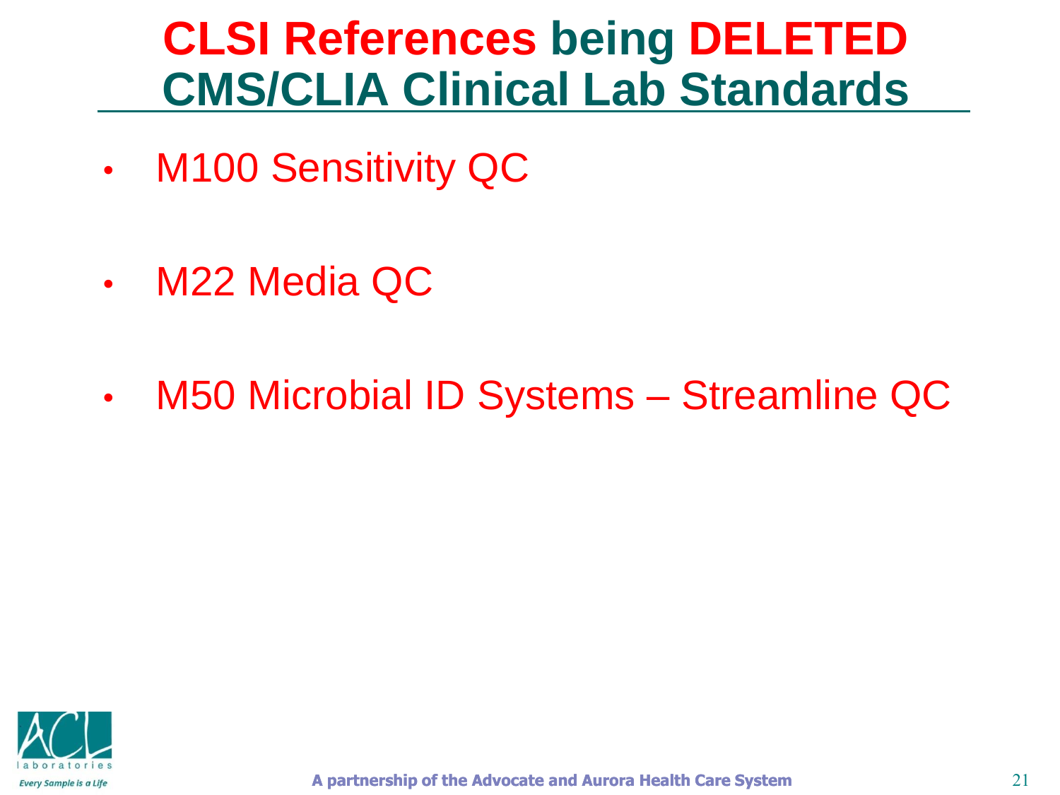# CLSI References being DELETED CMS/CLIA Clinical Lab Standards

- M100 Sensitivity QC
- M22 Media QC
- M50 Microbial ID Systems – Streamline QC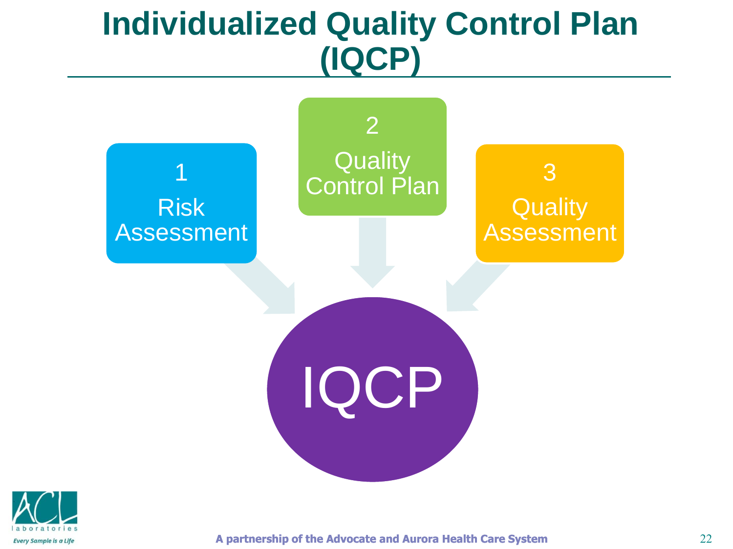# Individualized Quality Control Plan (IQCP)

1 Risk Assessment

2 Quality Control Plan

3 Quality Assessment

IQCP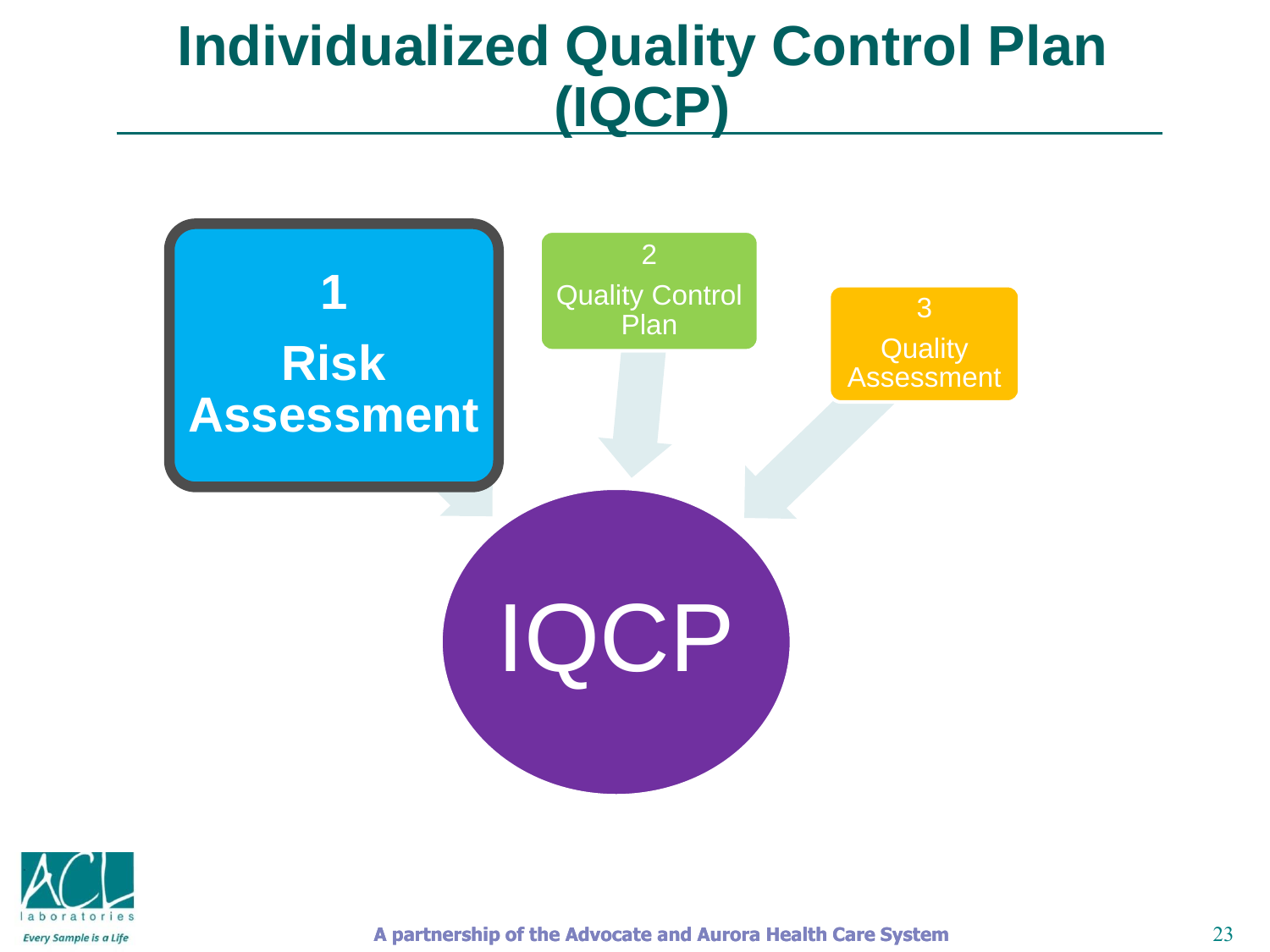# Individualized Quality Control Plan (IQCP)

**1**
**Risk Assessment**

2
Quality Control Plan

3
Quality Assessment

IQCP

A partnership of the Advocate and Aurora Health Care System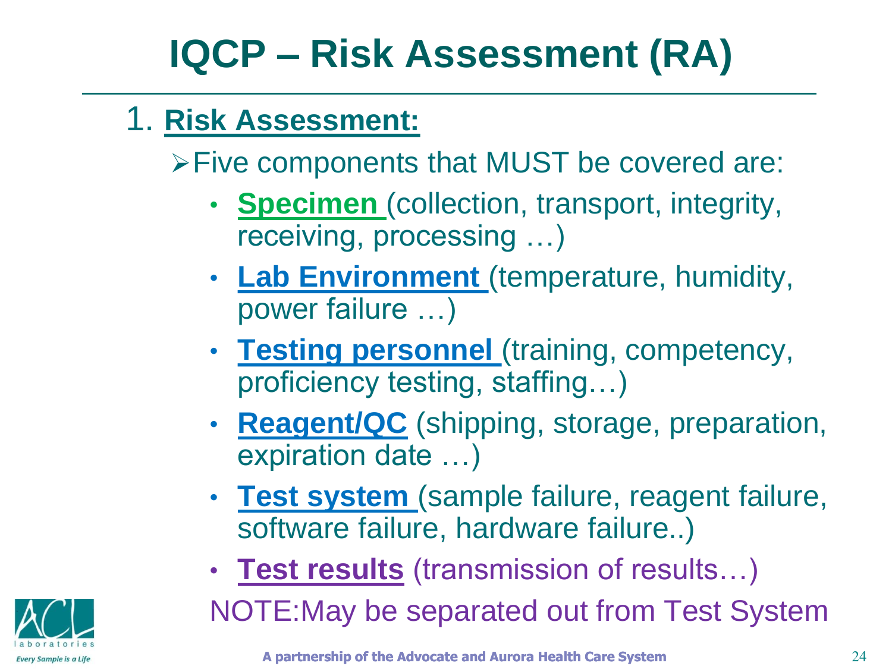# IQCP – Risk Assessment (RA)

1. **Risk Assessment:**

- Five components that MUST be covered are:
  - **Specimen** (collection, transport, integrity, receiving, processing …)
  - **Lab Environment** (temperature, humidity, power failure …)
  - **Testing personnel** (training, competency, proficiency testing, staffing…)
  - **Reagent/QC** (shipping, storage, preparation, expiration date …)
  - **Test system** (sample failure, reagent failure, software failure, hardware failure..)
  - **Test results** (transmission of results…)

NOTE:May be separated out from Test System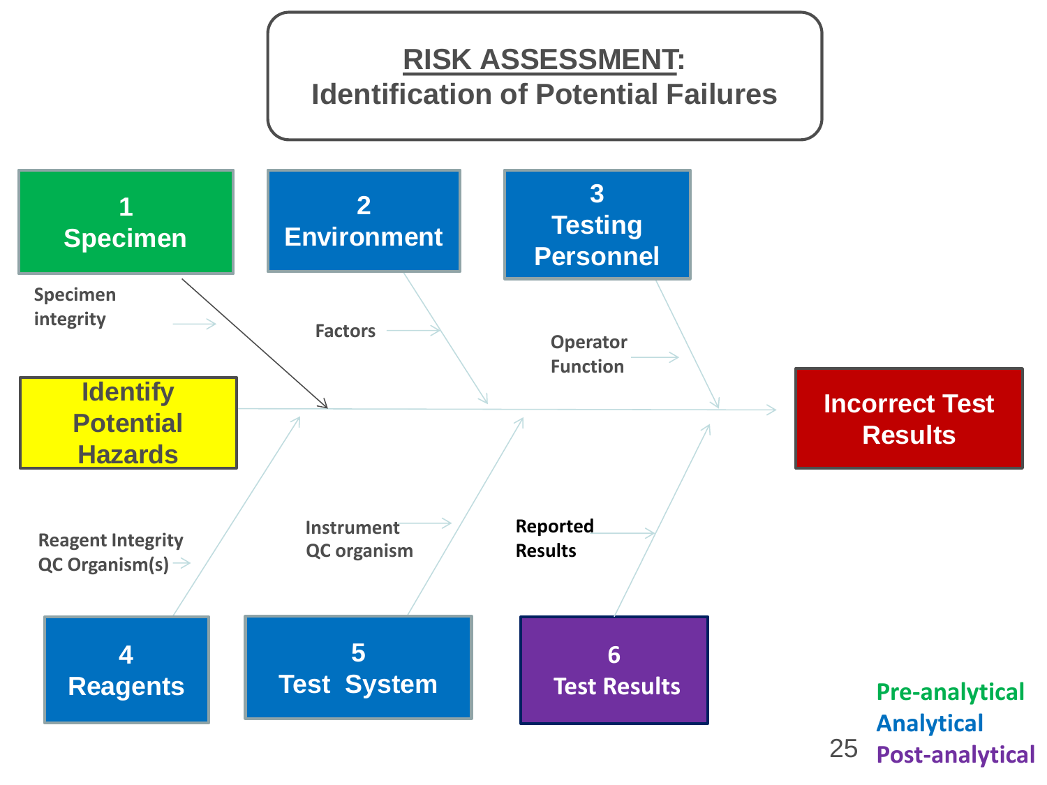# RISK ASSESSMENT: Identification of Potential Failures

**1 Specimen**
- Specimen integrity

**2 Environment**
- Factors

**3 Testing Personnel**
- Operator Function

**4 Reagents**
- Reagent Integrity
- QC Organism(s)

**5 Test System**
- Instrument
- QC organism

**6 Test Results**
- Reported Results

**Identify Potential Hazards** → **Incorrect Test Results**

Pre-analytical
Analytical
Post-analytical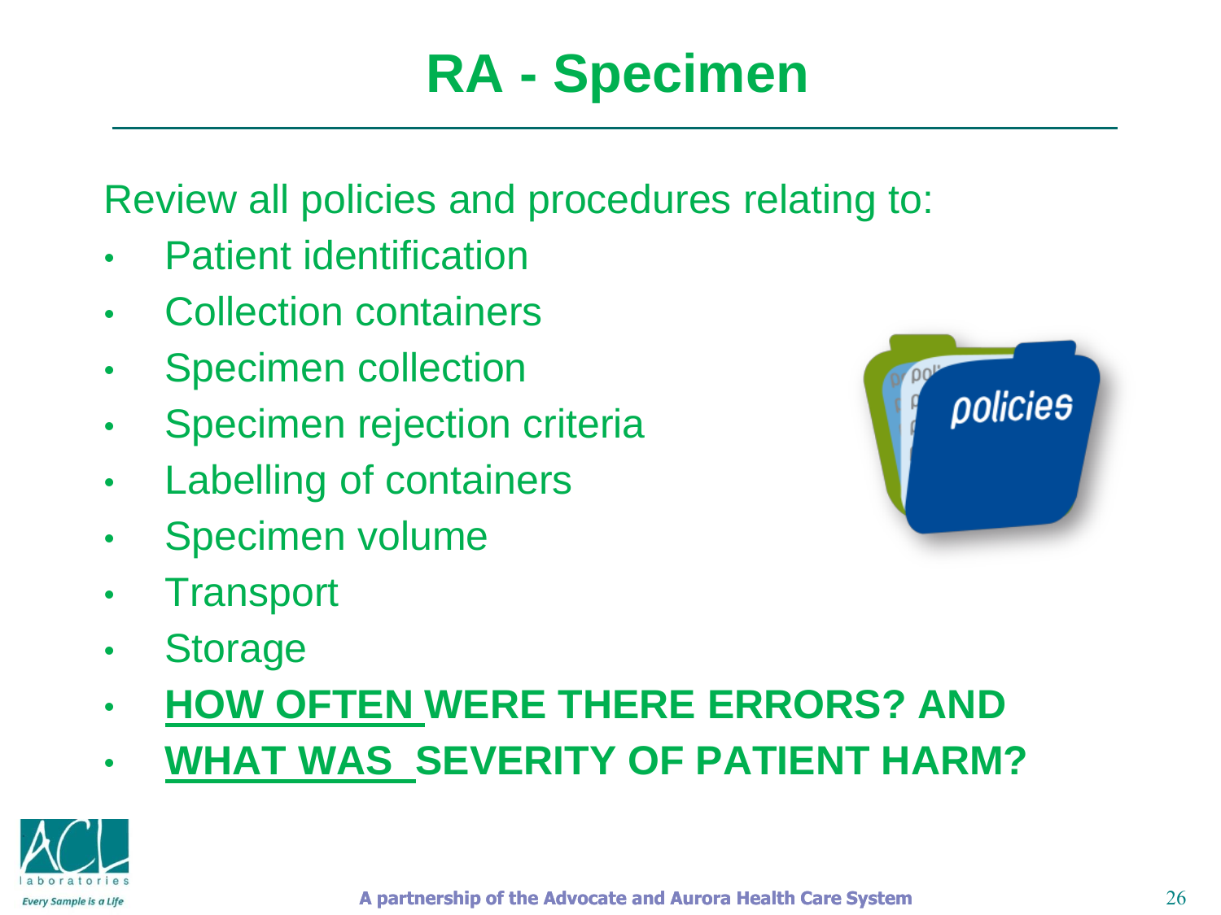# RA - Specimen

Review all policies and procedures relating to:

- Patient identification
- Collection containers
- Specimen collection
- Specimen rejection criteria
- Labelling of containers
- Specimen volume
- Transport
- Storage
- **<u>HOW OFTEN</u> WERE THERE ERRORS? AND**
- **<u>WHAT WAS</u> SEVERITY OF PATIENT HARM?**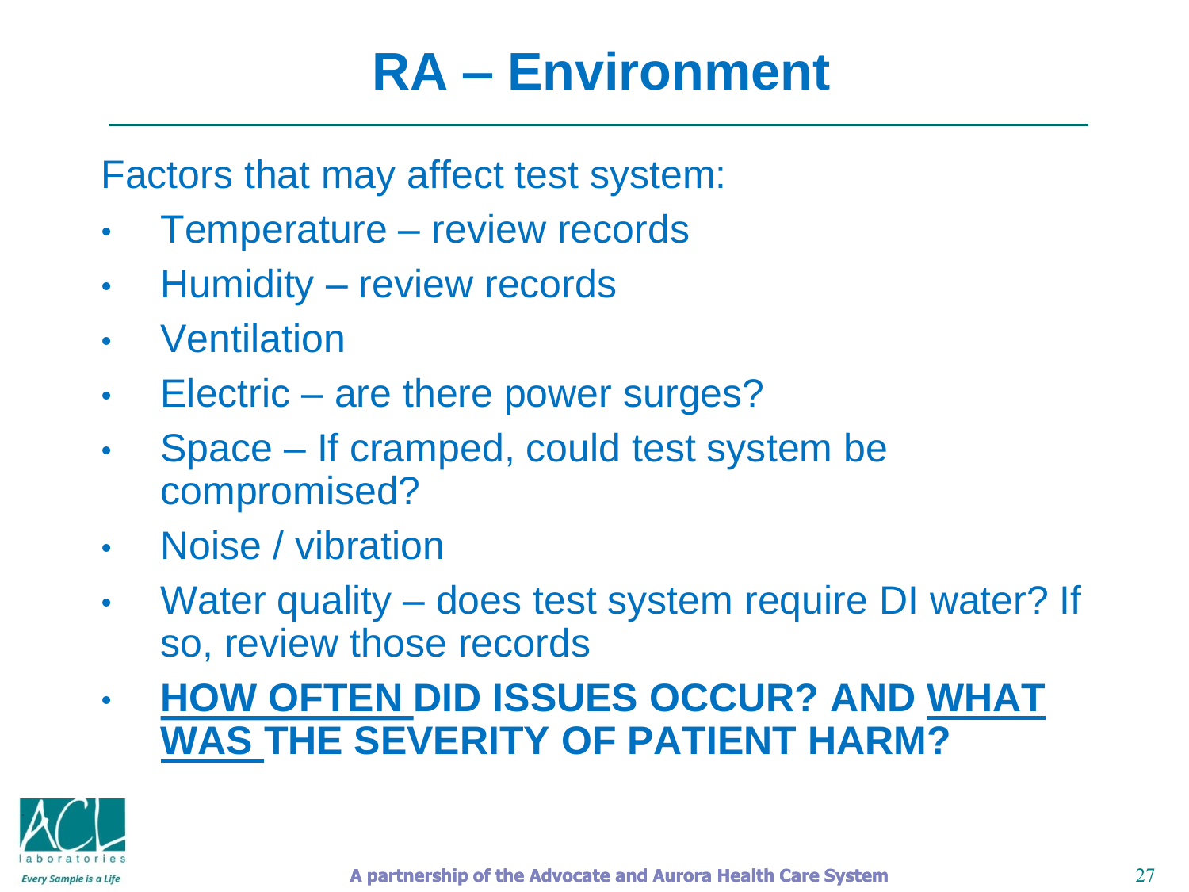# RA – Environment

Factors that may affect test system:

- Temperature – review records
- Humidity – review records
- Ventilation
- Electric – are there power surges?
- Space – If cramped, could test system be compromised?
- Noise / vibration
- Water quality – does test system require DI water? If so, review those records
- **HOW OFTEN DID ISSUES OCCUR? AND WHAT WAS THE SEVERITY OF PATIENT HARM?**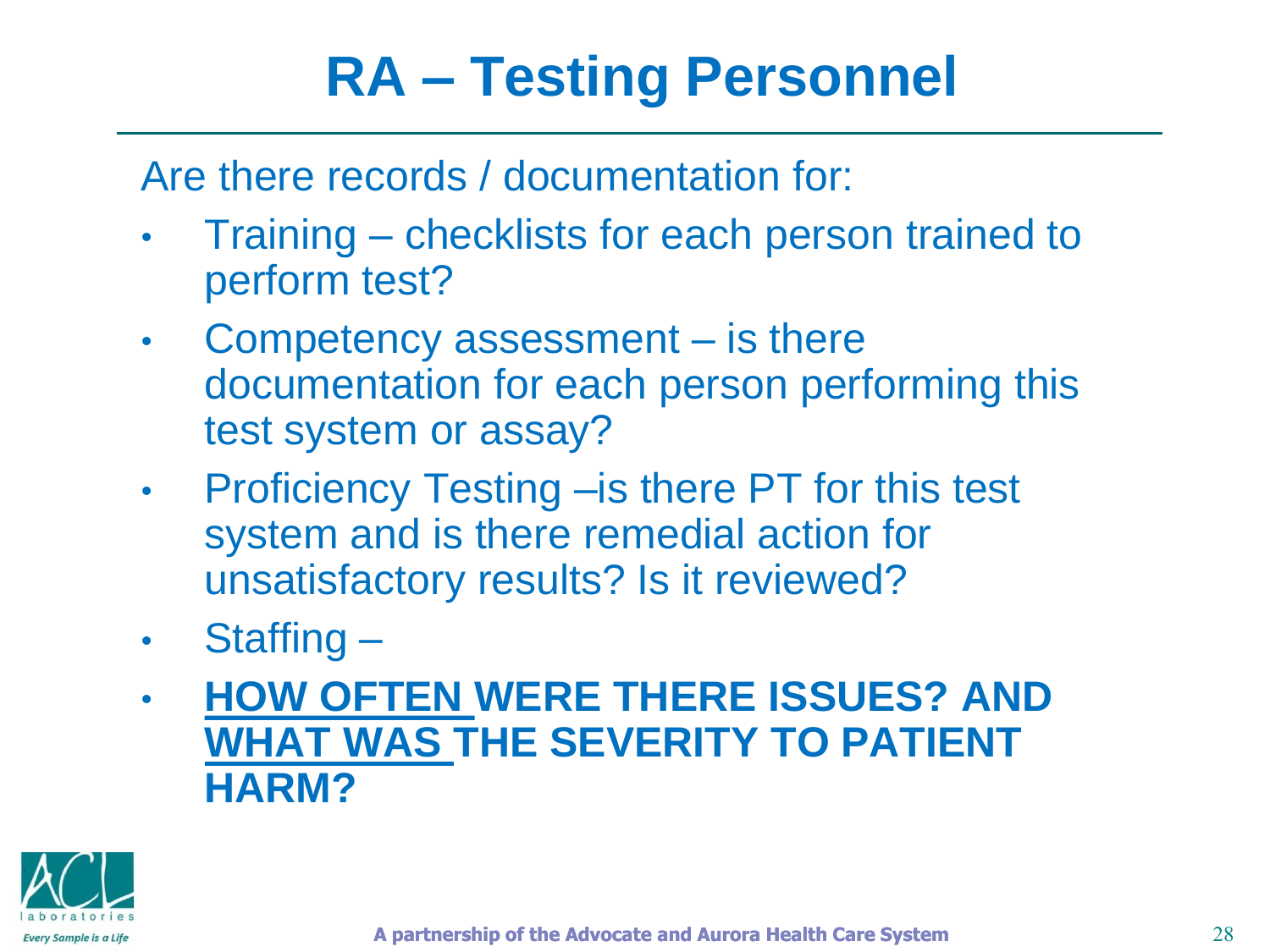# RA – Testing Personnel

Are there records / documentation for:

- Training – checklists for each person trained to perform test?
- Competency assessment – is there documentation for each person performing this test system or assay?
- Proficiency Testing –is there PT for this test system and is there remedial action for unsatisfactory results? Is it reviewed?
- Staffing –
- **HOW OFTEN WERE THERE ISSUES? AND WHAT WAS THE SEVERITY TO PATIENT HARM?**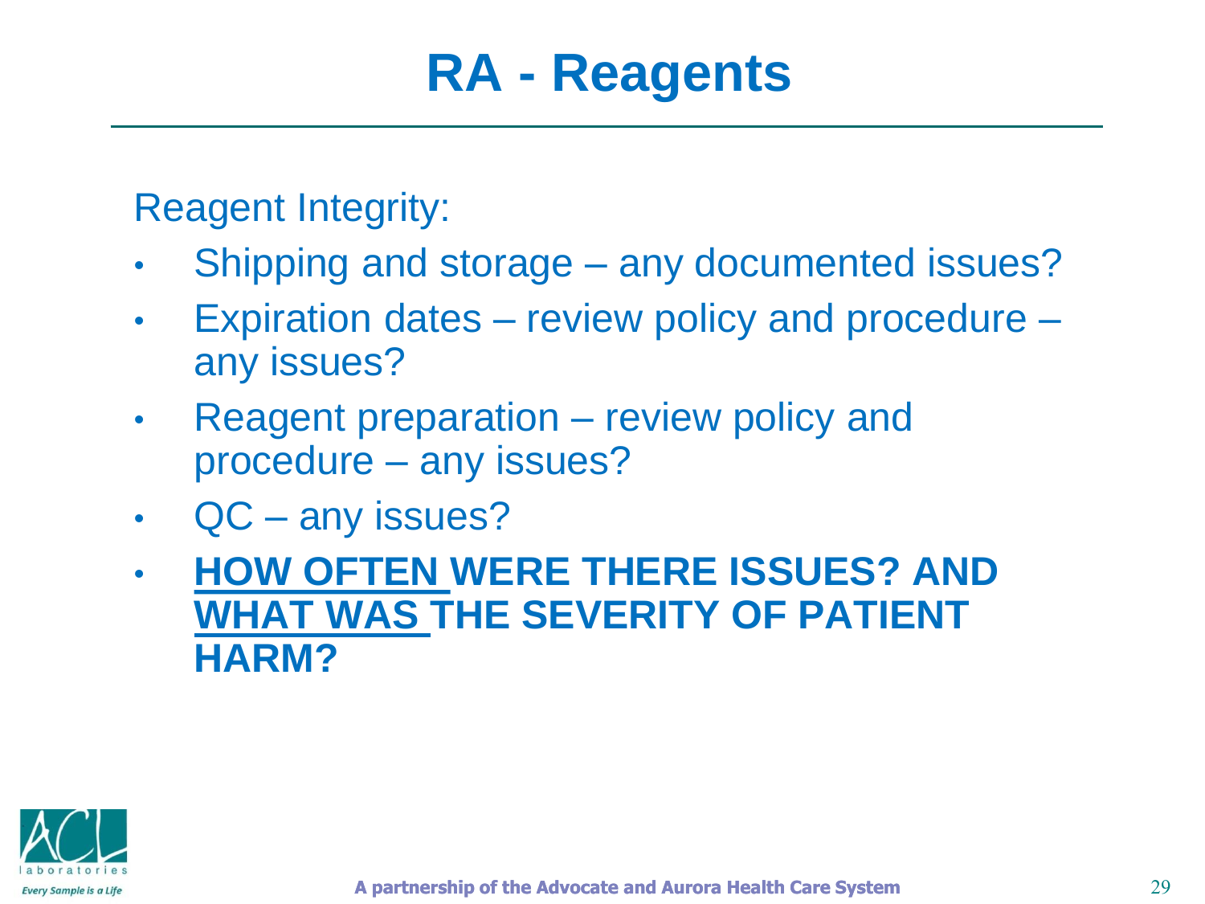# RA - Reagents

Reagent Integrity:

- Shipping and storage – any documented issues?
- Expiration dates – review policy and procedure – any issues?
- Reagent preparation – review policy and procedure – any issues?
- QC – any issues?
- **<u>HOW OFTEN</u> WERE THERE ISSUES? AND <u>WHAT WAS</u> THE SEVERITY OF PATIENT HARM?**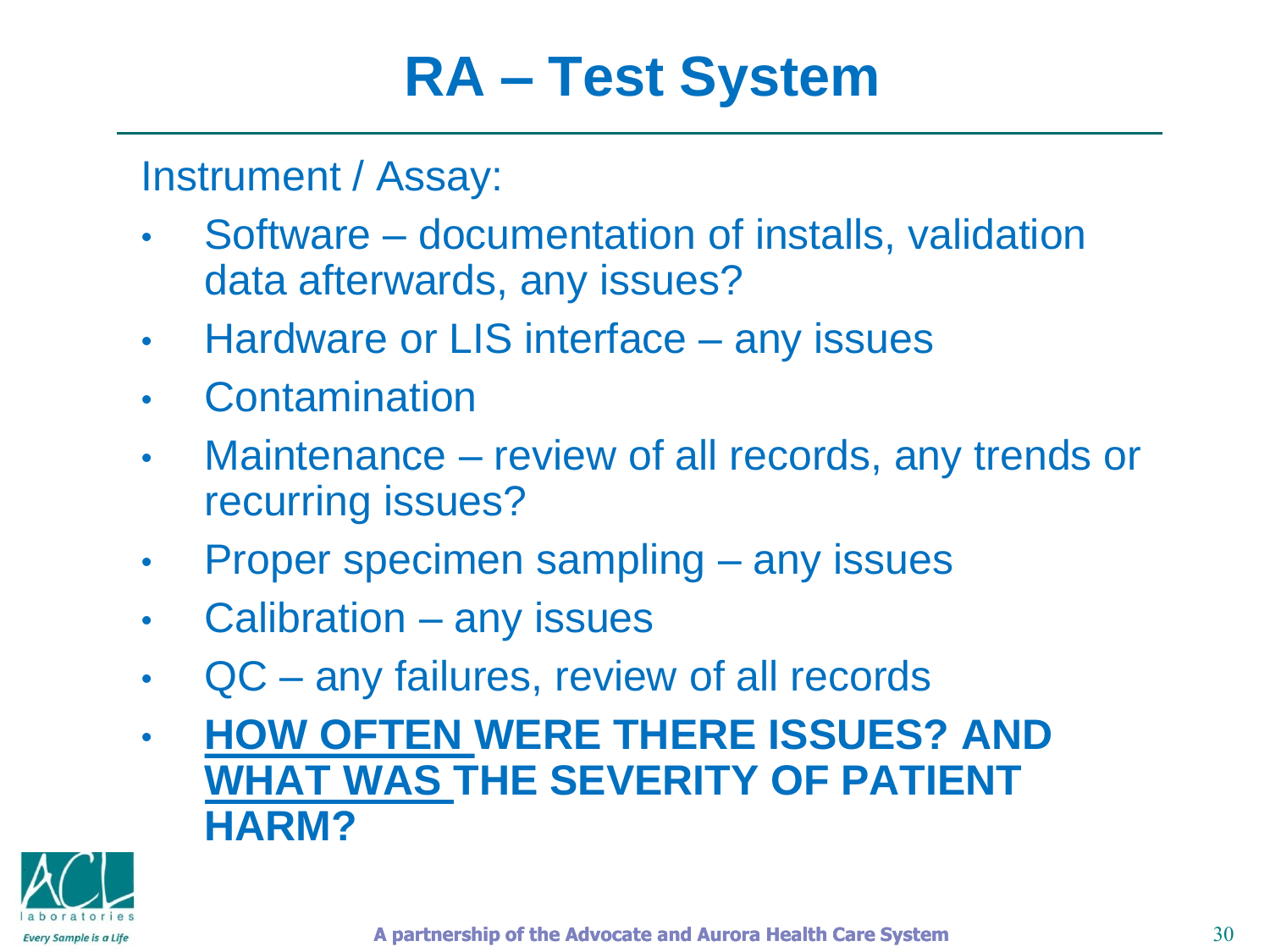# RA – Test System

Instrument / Assay:

- Software – documentation of installs, validation data afterwards, any issues?
- Hardware or LIS interface – any issues
- Contamination
- Maintenance – review of all records, any trends or recurring issues?
- Proper specimen sampling – any issues
- Calibration – any issues
- QC – any failures, review of all records
- **<u>HOW OFTEN</u> WERE THERE ISSUES? AND <u>WHAT WAS</u> THE SEVERITY OF PATIENT HARM?**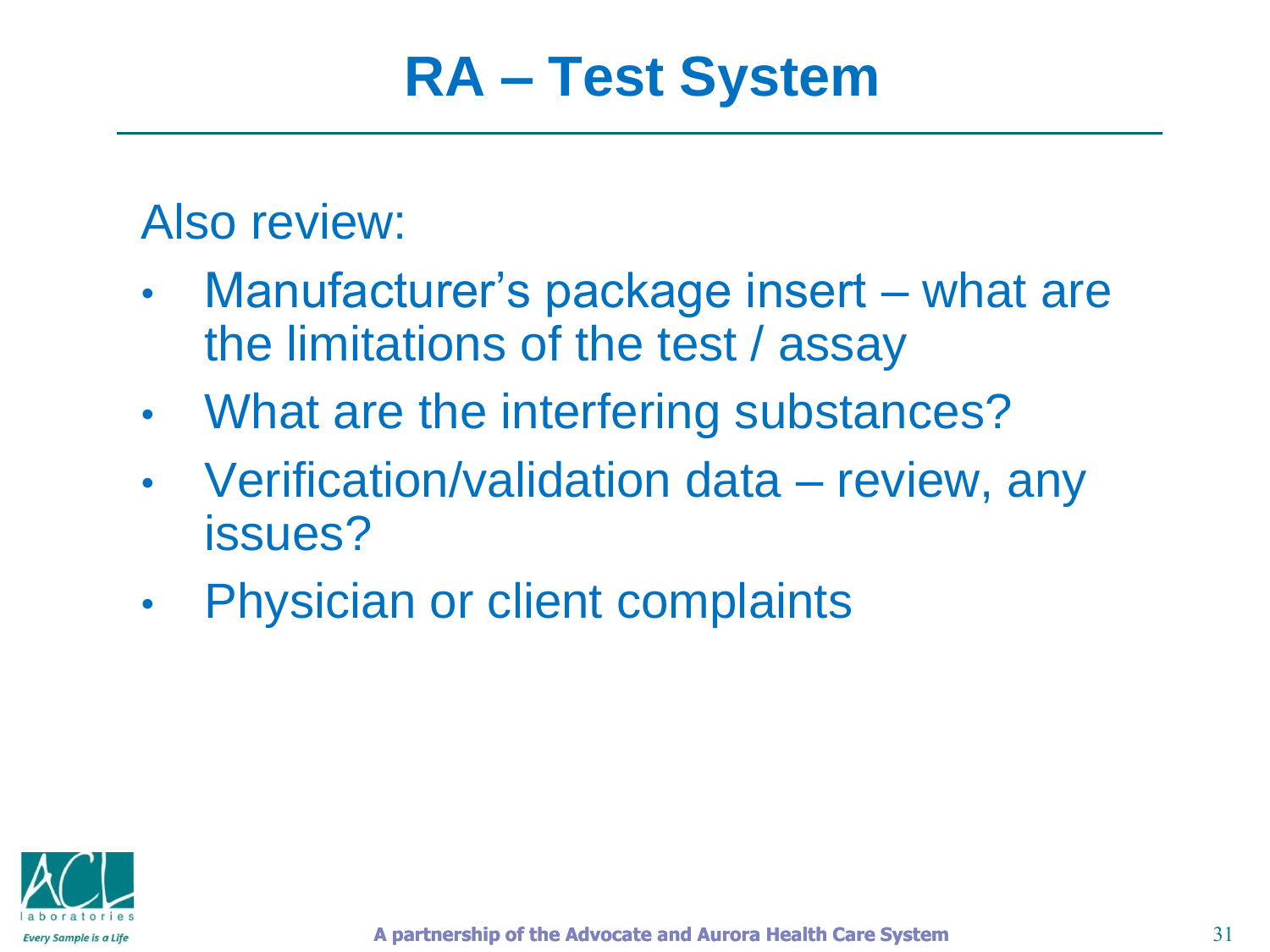# RA – Test System

Also review:

- Manufacturer's package insert – what are the limitations of the test / assay
- What are the interfering substances?
- Verification/validation data – review, any issues?
- Physician or client complaints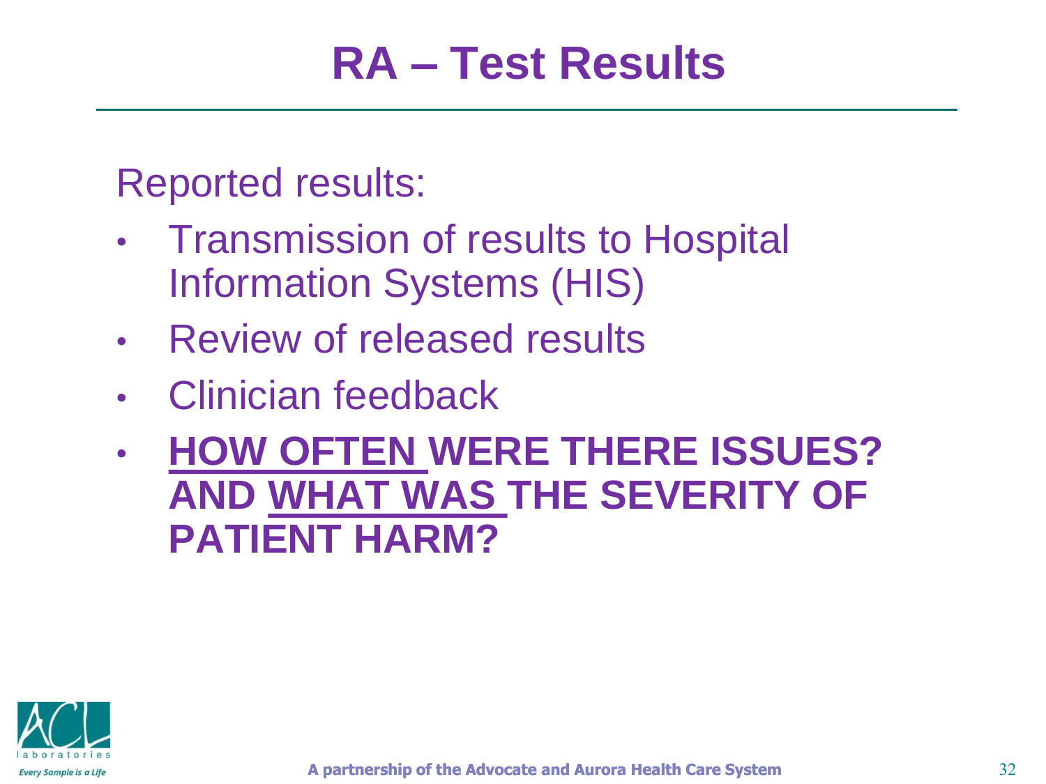# RA – Test Results

Reported results:

- Transmission of results to Hospital Information Systems (HIS)
- Review of released results
- Clinician feedback
- **<u>HOW OFTEN</u> WERE THERE ISSUES? AND <u>WHAT WAS</u> THE SEVERITY OF PATIENT HARM?**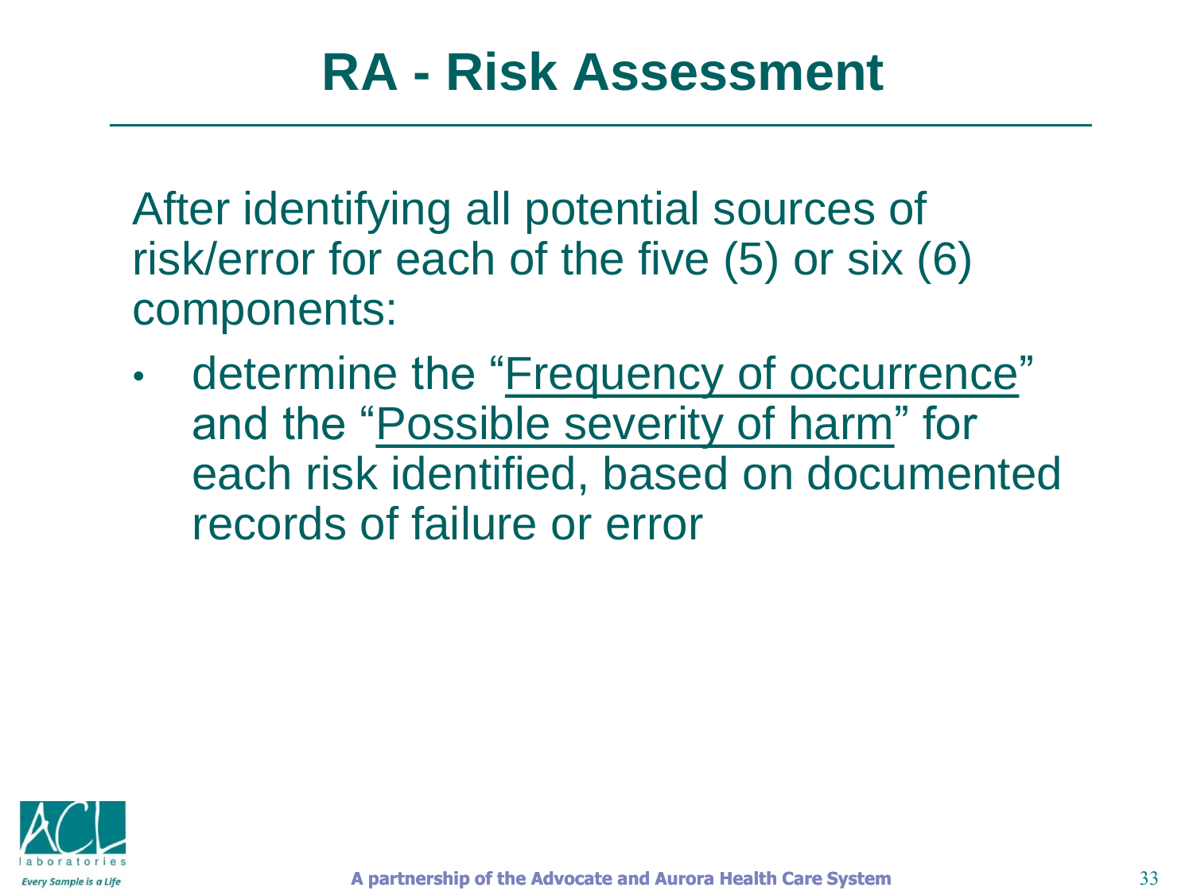# RA - Risk Assessment

After identifying all potential sources of risk/error for each of the five (5) or six (6) components:

- determine the "Frequency of occurrence" and the "Possible severity of harm" for each risk identified, based on documented records of failure or error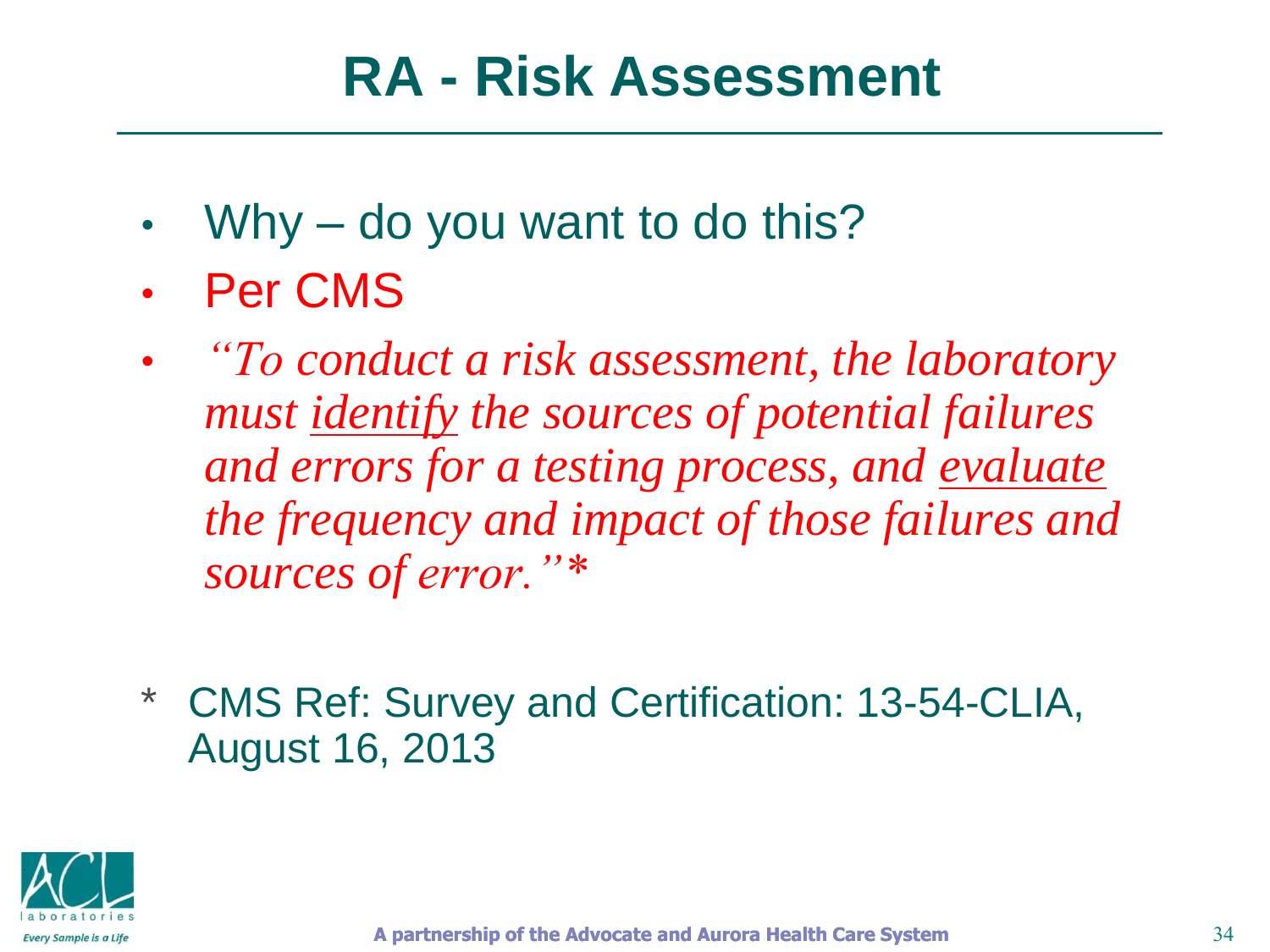# RA - Risk Assessment

- Why – do you want to do this?
- Per CMS
- *"To conduct a risk assessment, the laboratory must <u>identify</u> the sources of potential failures and errors for a testing process, and <u>evaluate</u> the frequency and impact of those failures and sources of error."**

\* CMS Ref: Survey and Certification: 13-54-CLIA, August 16, 2013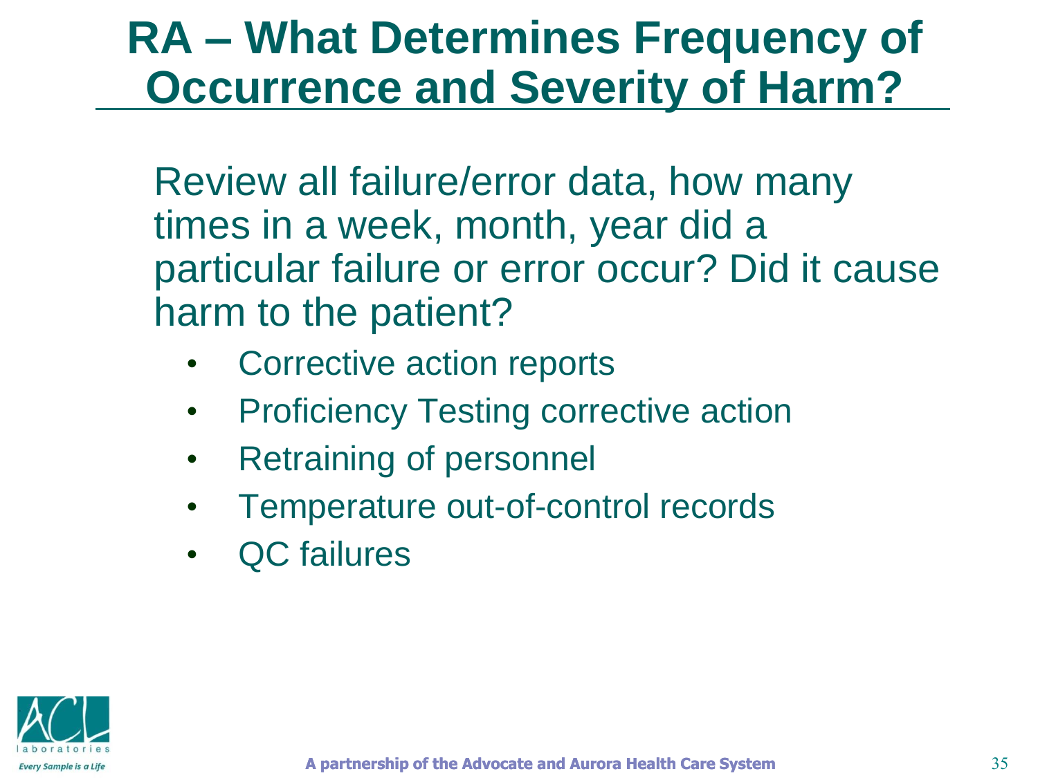# RA – What Determines Frequency of Occurrence and Severity of Harm?

Review all failure/error data, how many times in a week, month, year did a particular failure or error occur? Did it cause harm to the patient?

- Corrective action reports
- Proficiency Testing corrective action
- Retraining of personnel
- Temperature out-of-control records
- QC failures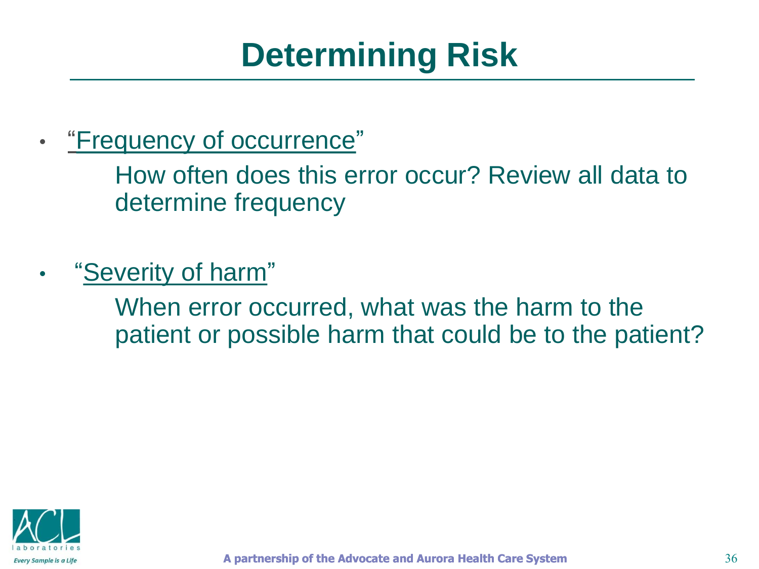# Determining Risk

- "Frequency of occurrence"

  How often does this error occur? Review all data to determine frequency

- "Severity of harm"

  When error occurred, what was the harm to the patient or possible harm that could be to the patient?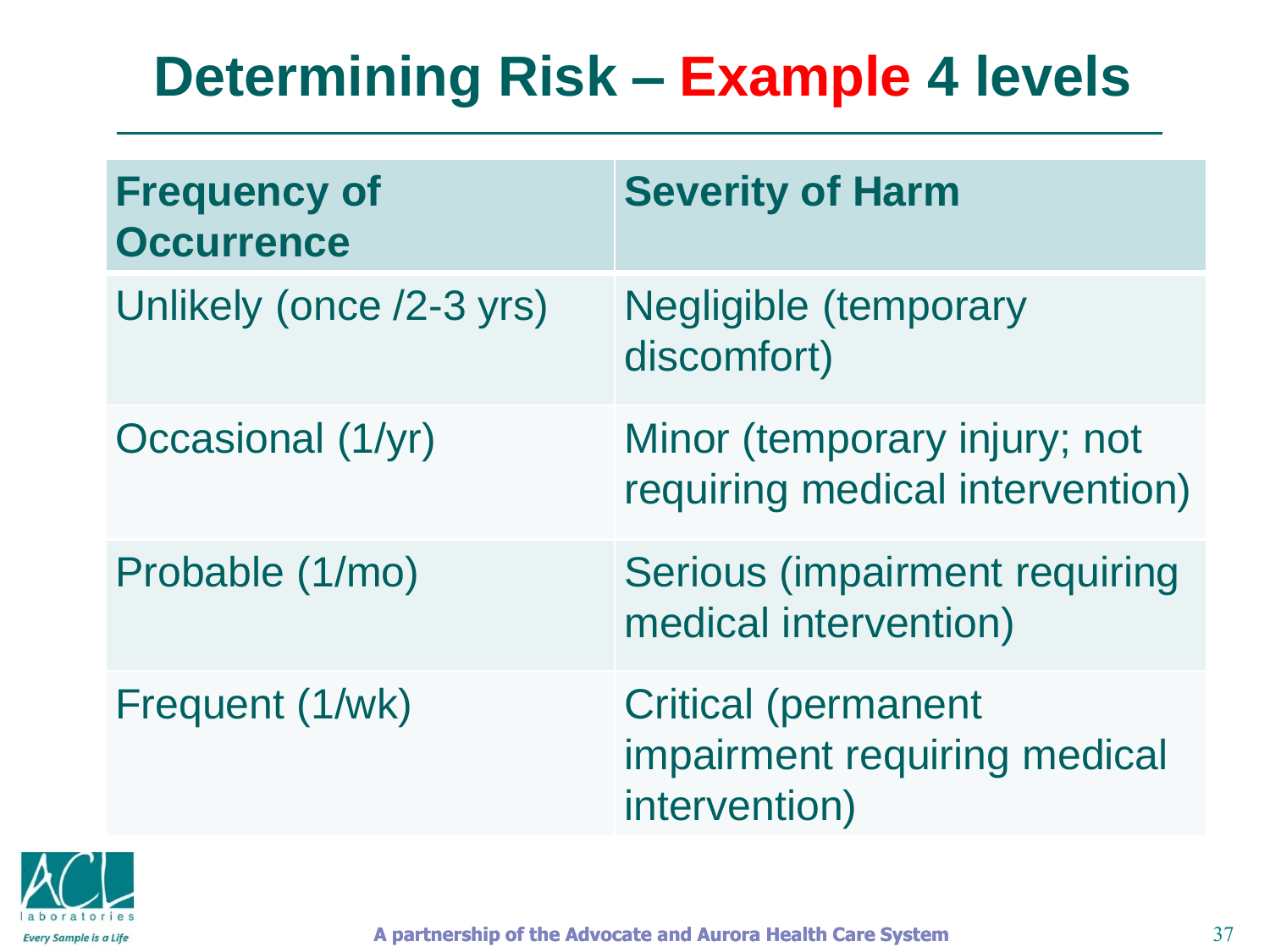# Determining Risk – Example 4 levels

| Frequency of Occurrence | Severity of Harm |
| --- | --- |
| Unlikely (once /2-3 yrs) | Negligible (temporary discomfort) |
| Occasional (1/yr) | Minor (temporary injury; not requiring medical intervention) |
| Probable (1/mo) | Serious (impairment requiring medical intervention) |
| Frequent (1/wk) | Critical (permanent impairment requiring medical intervention) |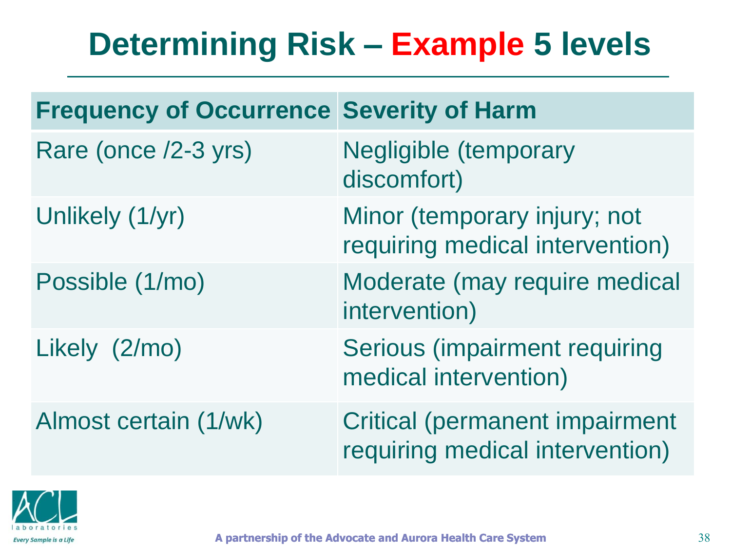# Determining Risk – Example 5 levels

| Frequency of Occurrence | Severity of Harm |
|---|---|
| Rare (once /2-3 yrs) | Negligible (temporary discomfort) |
| Unlikely (1/yr) | Minor (temporary injury; not requiring medical intervention) |
| Possible (1/mo) | Moderate (may require medical intervention) |
| Likely (2/mo) | Serious (impairment requiring medical intervention) |
| Almost certain (1/wk) | Critical (permanent impairment requiring medical intervention) |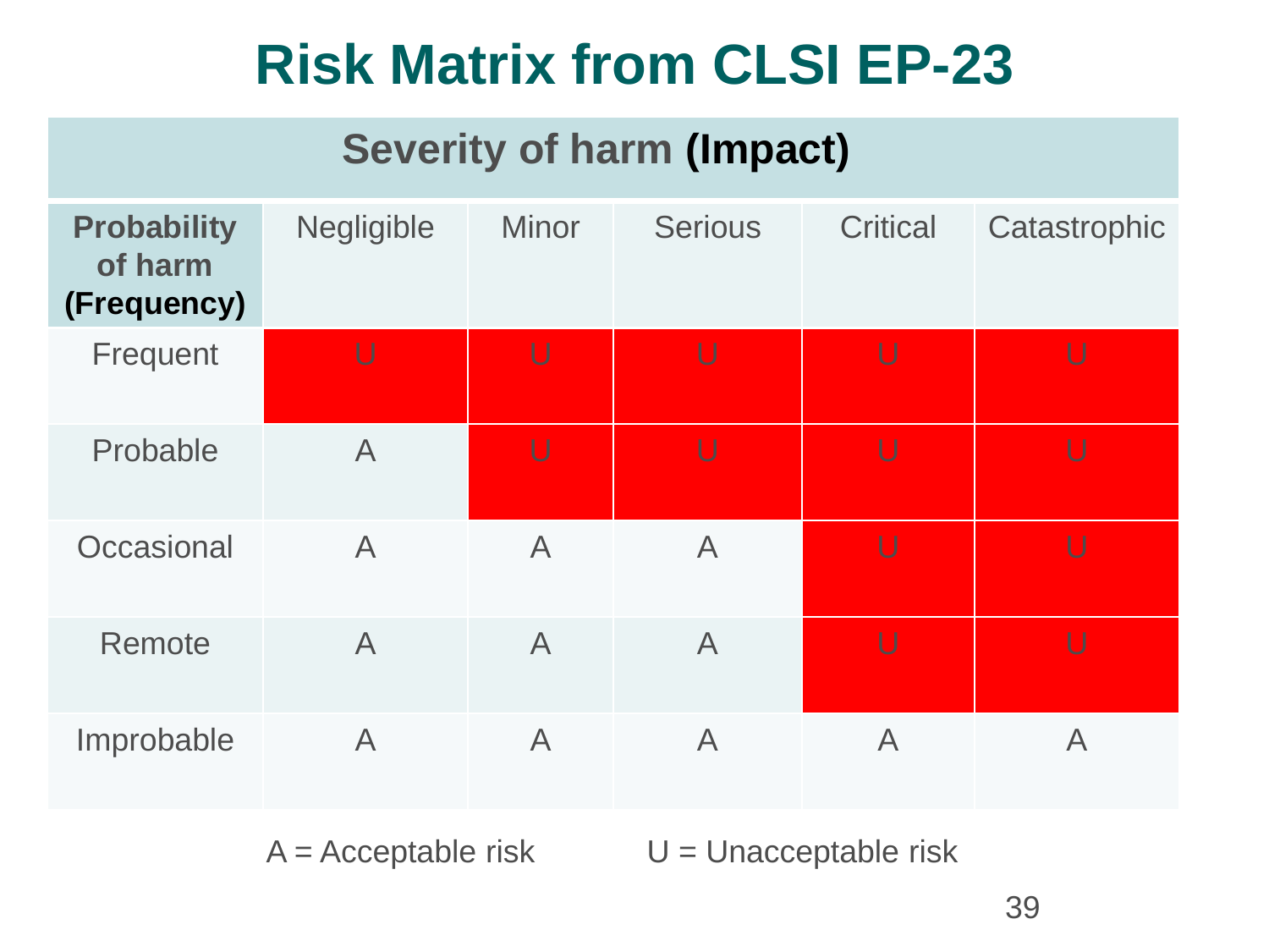# Risk Matrix from CLSI EP-23

| | Severity of harm **(Impact)** | | | | |
|---|---|---|---|---|---|
| **Probability of harm (Frequency)** | Negligible | Minor | Serious | Critical | Catastrophic |
| Frequent | U | U | U | U | U |
| Probable | A | U | U | U | U |
| Occasional | A | A | A | U | U |
| Remote | A | A | A | U | U |
| Improbable | A | A | A | A | A |

A = Acceptable risk    U = Unacceptable risk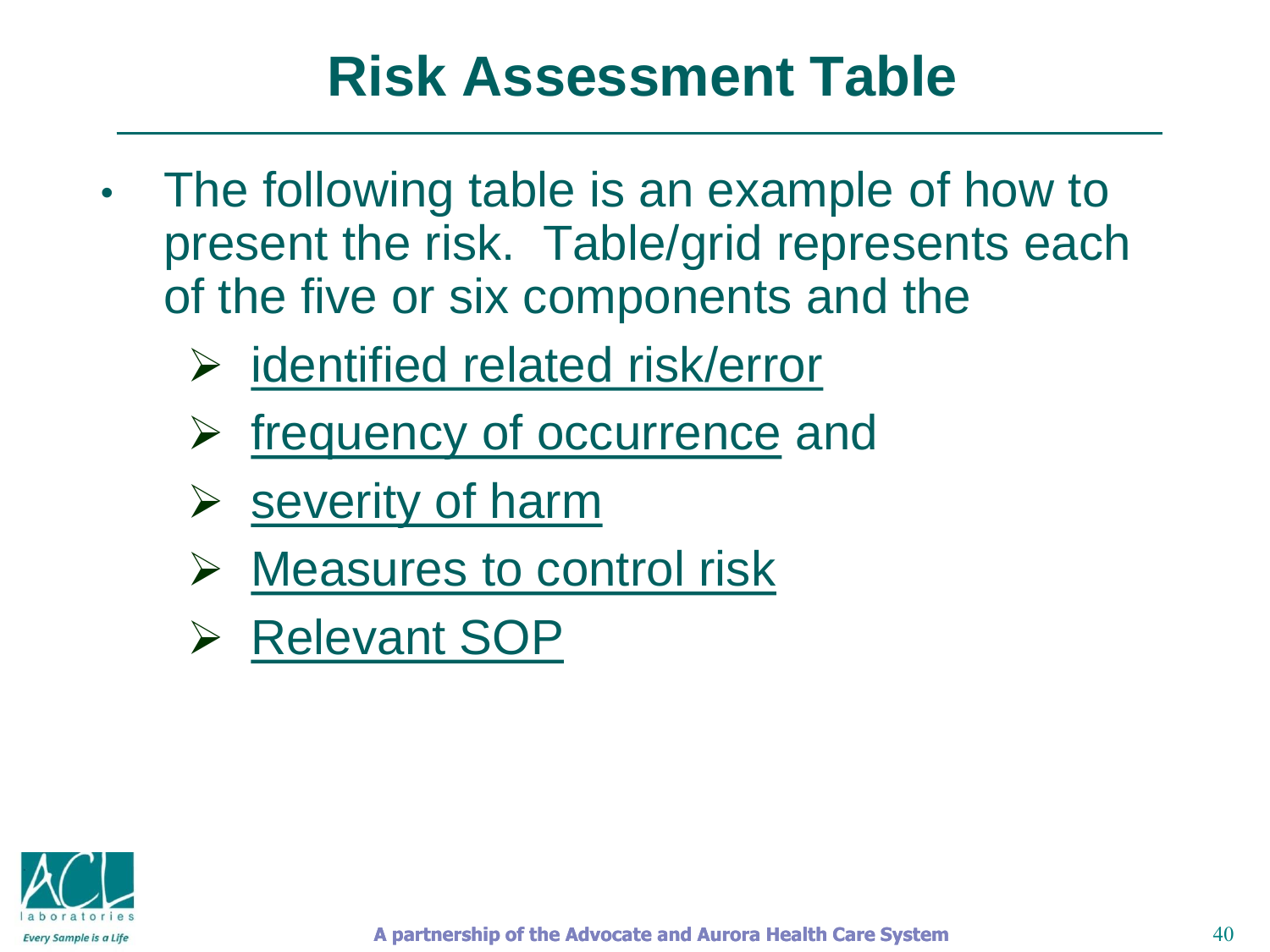# Risk Assessment Table

- The following table is an example of how to present the risk. Table/grid represents each of the five or six components and the
  - identified related risk/error
  - frequency of occurrence and
  - severity of harm
  - Measures to control risk
  - Relevant SOP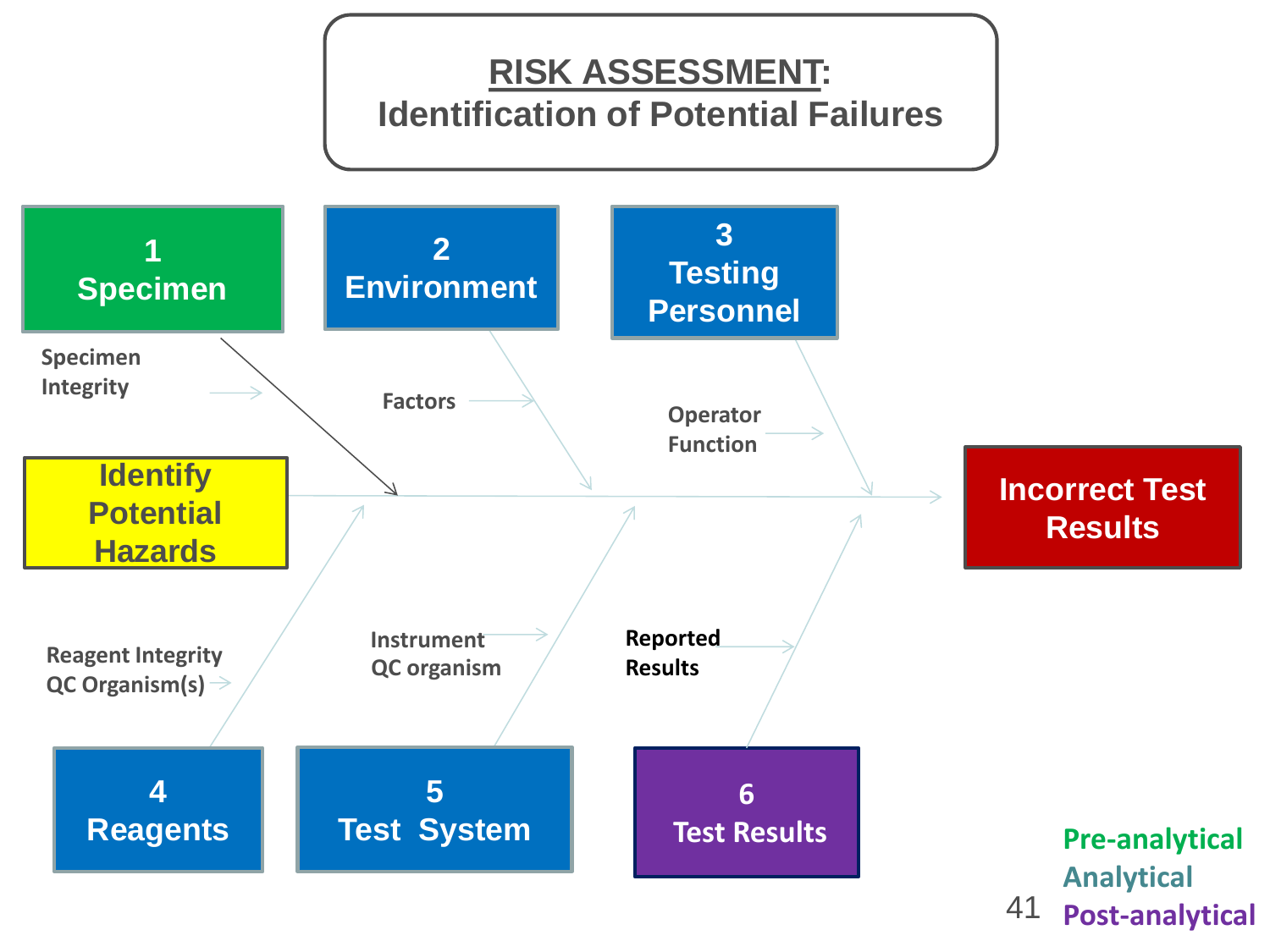# RISK ASSESSMENT: Identification of Potential Failures

**1 Specimen**

- Specimen Integrity

**2 Environment**

- Factors

**3 Testing Personnel**

- Operator Function

**Identify Potential Hazards** → **Incorrect Test Results**

**4 Reagents**

- Reagent Integrity
- QC Organism(s)

**5 Test System**

- Instrument
- QC organism

**6 Test Results**

- Reported Results

Pre-analytical
Analytical
Post-analytical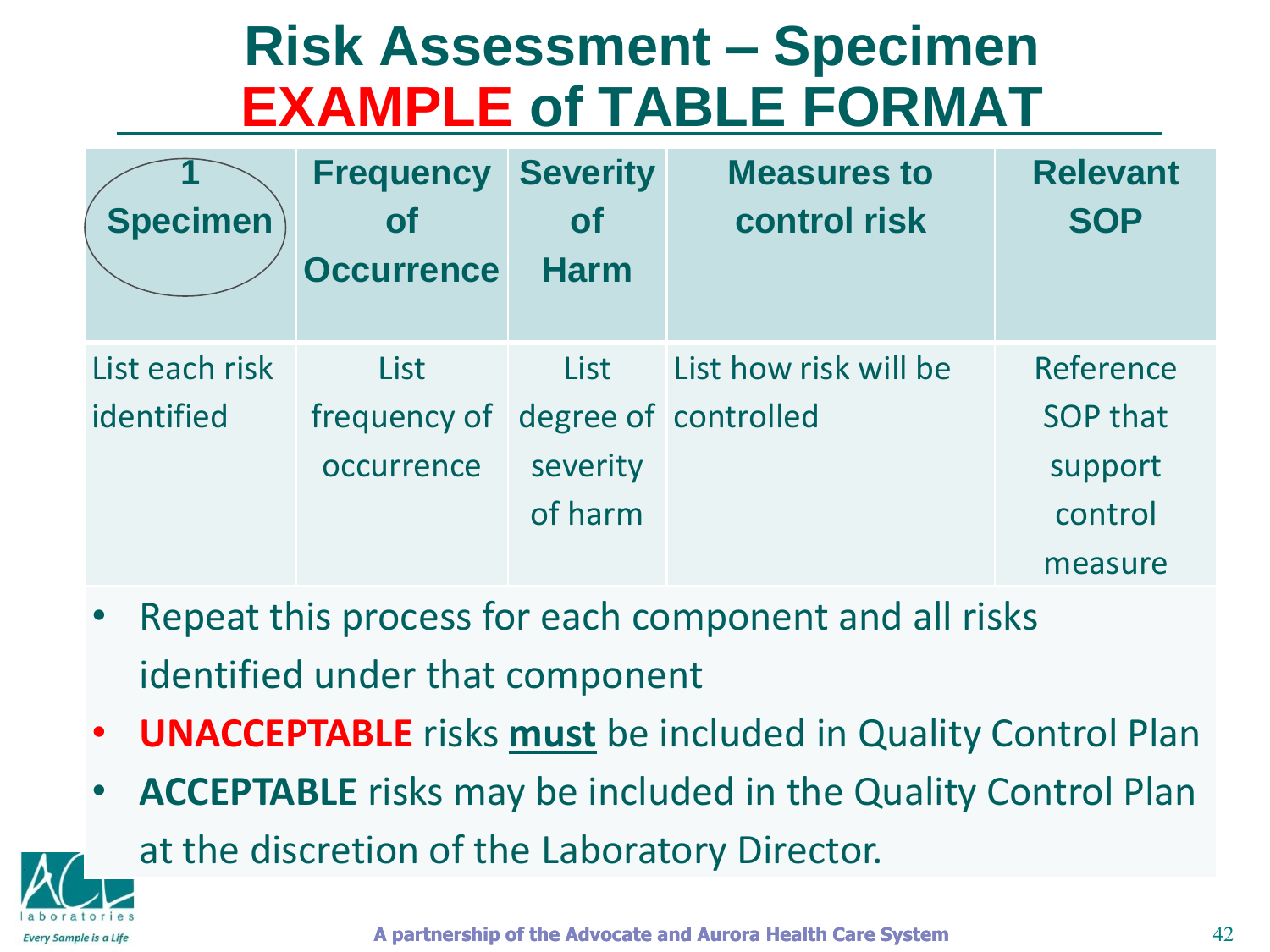# Risk Assessment – Specimen
# EXAMPLE of TABLE FORMAT

| 1 Specimen | Frequency of Occurrence | Severity of Harm | Measures to control risk | Relevant SOP |
|---|---|---|---|---|
| List each risk identified | List frequency of occurrence | List degree of severity of harm | List how risk will be controlled | Reference SOP that support control measure |

- Repeat this process for each component and all risks identified under that component
- **UNACCEPTABLE** risks **must** be included in Quality Control Plan
- **ACCEPTABLE** risks may be included in the Quality Control Plan at the discretion of the Laboratory Director.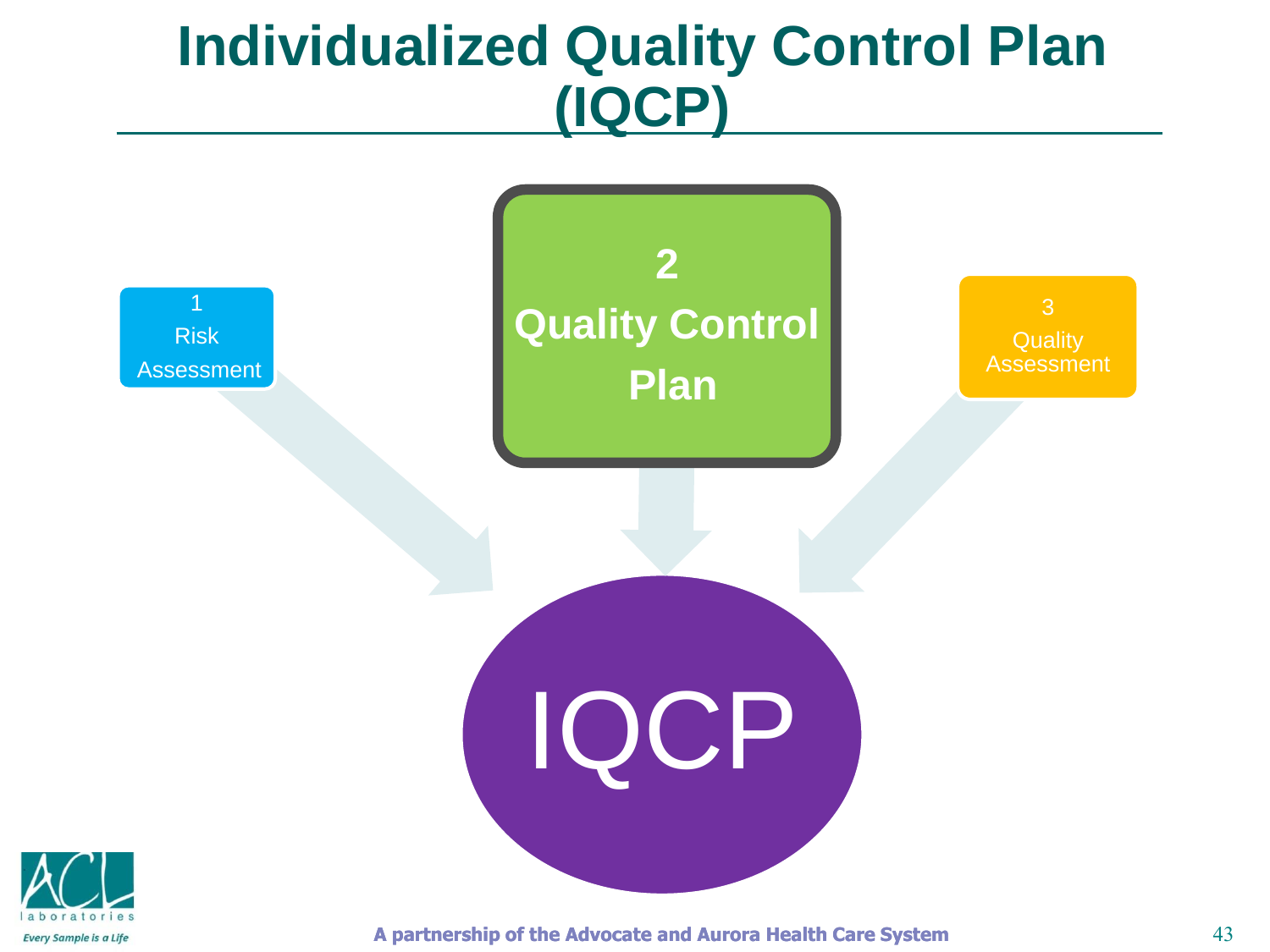# Individualized Quality Control Plan (IQCP)

1 Risk Assessment

2 Quality Control Plan

3 Quality Assessment

IQCP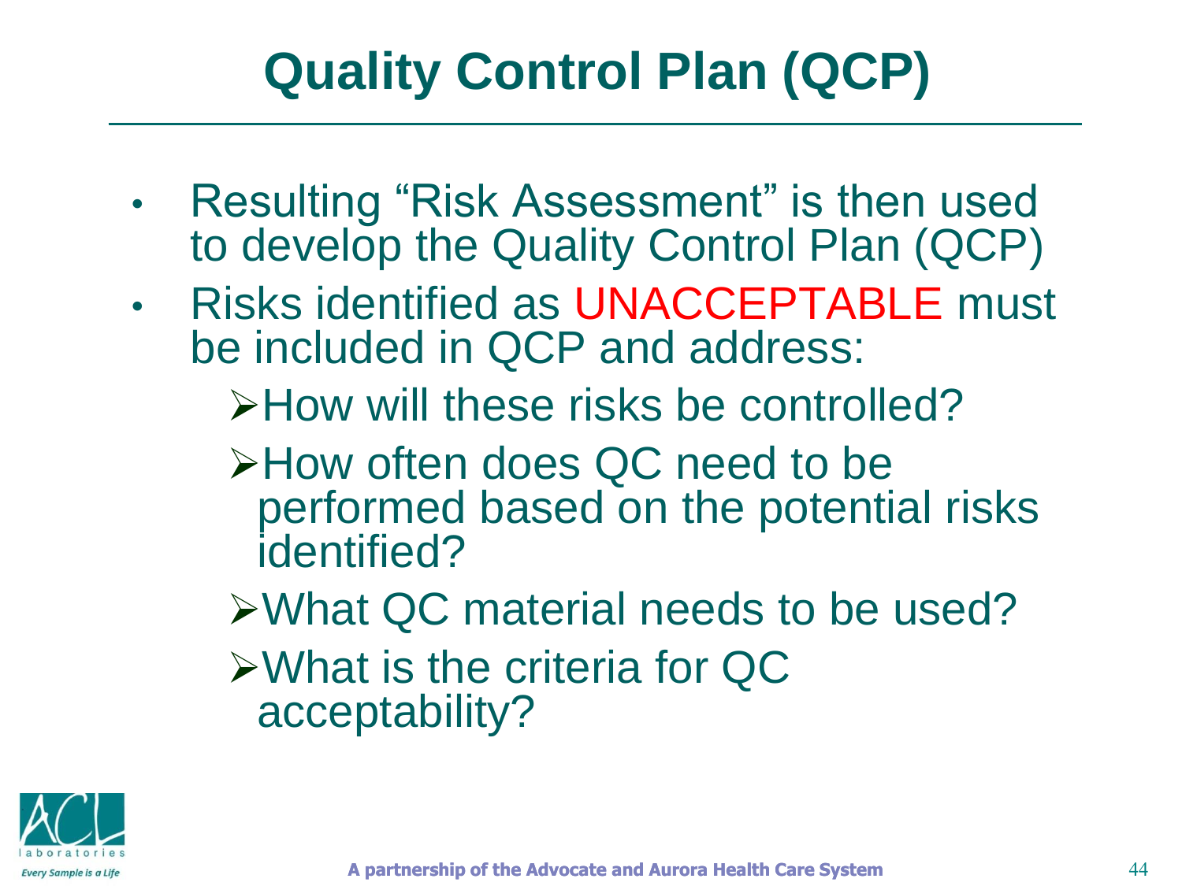# Quality Control Plan (QCP)

- Resulting "Risk Assessment" is then used to develop the Quality Control Plan (QCP)
- Risks identified as UNACCEPTABLE must be included in QCP and address:
  - How will these risks be controlled?
  - How often does QC need to be performed based on the potential risks identified?
  - What QC material needs to be used?
  - What is the criteria for QC acceptability?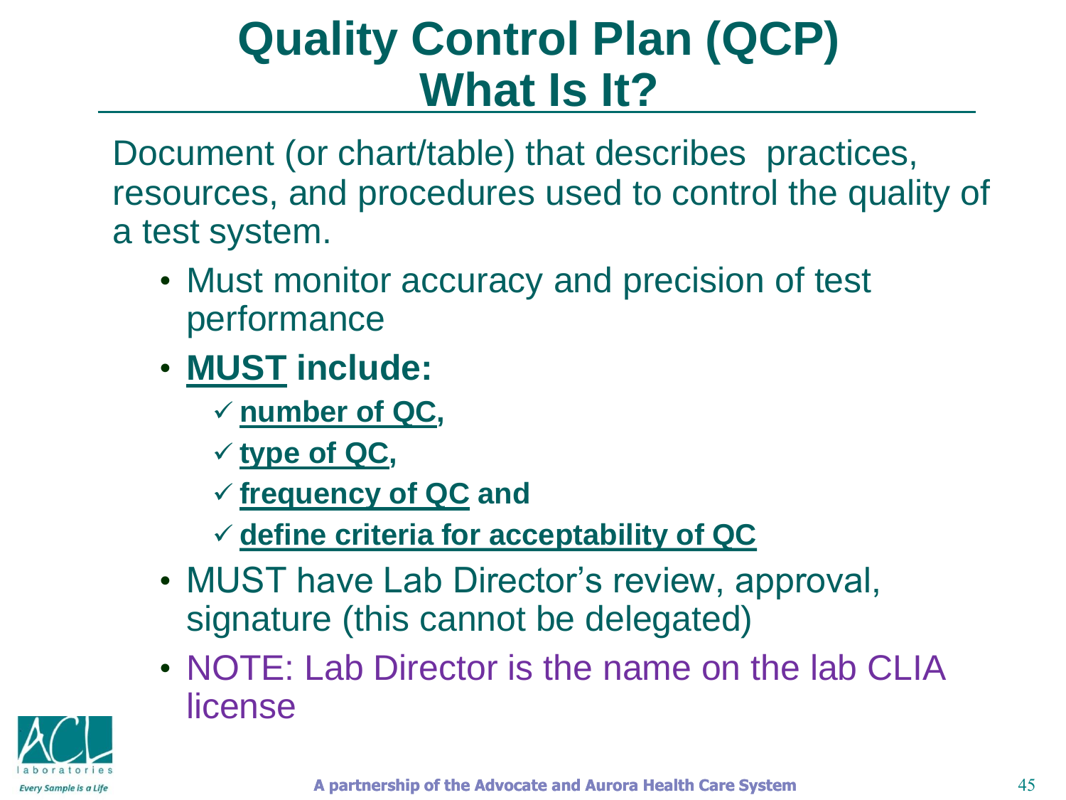# Quality Control Plan (QCP) What Is It?

Document (or chart/table) that describes practices, resources, and procedures used to control the quality of a test system.

- Must monitor accuracy and precision of test performance
- **MUST include:**
  - ✓ **number of QC,**
  - ✓ **type of QC,**
  - ✓ **frequency of QC and**
  - ✓ **define criteria for acceptability of QC**
- MUST have Lab Director's review, approval, signature (this cannot be delegated)
- NOTE: Lab Director is the name on the lab CLIA license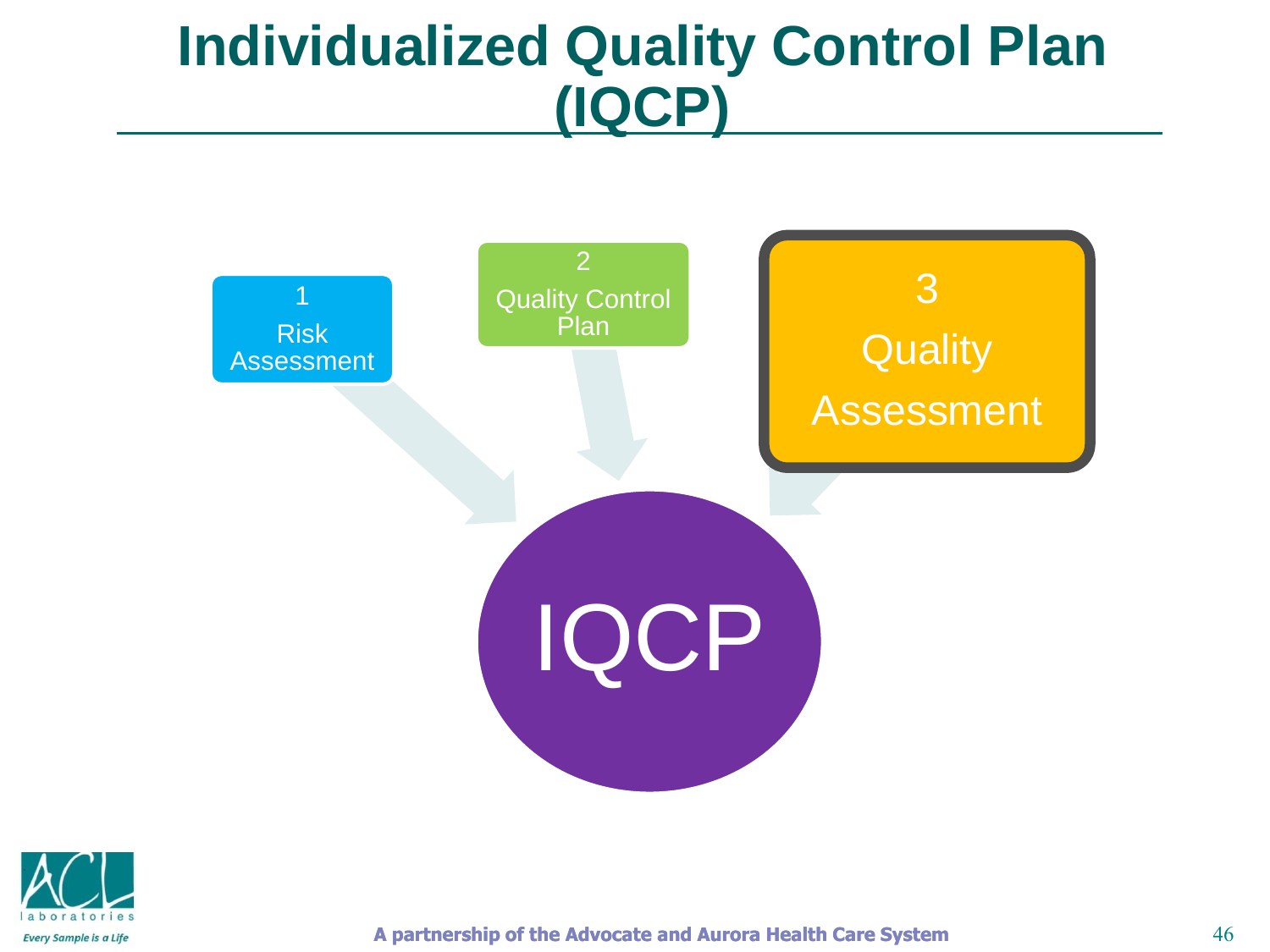# Individualized Quality Control Plan (IQCP)

1
Risk Assessment

2
Quality Control Plan

3
Quality Assessment

IQCP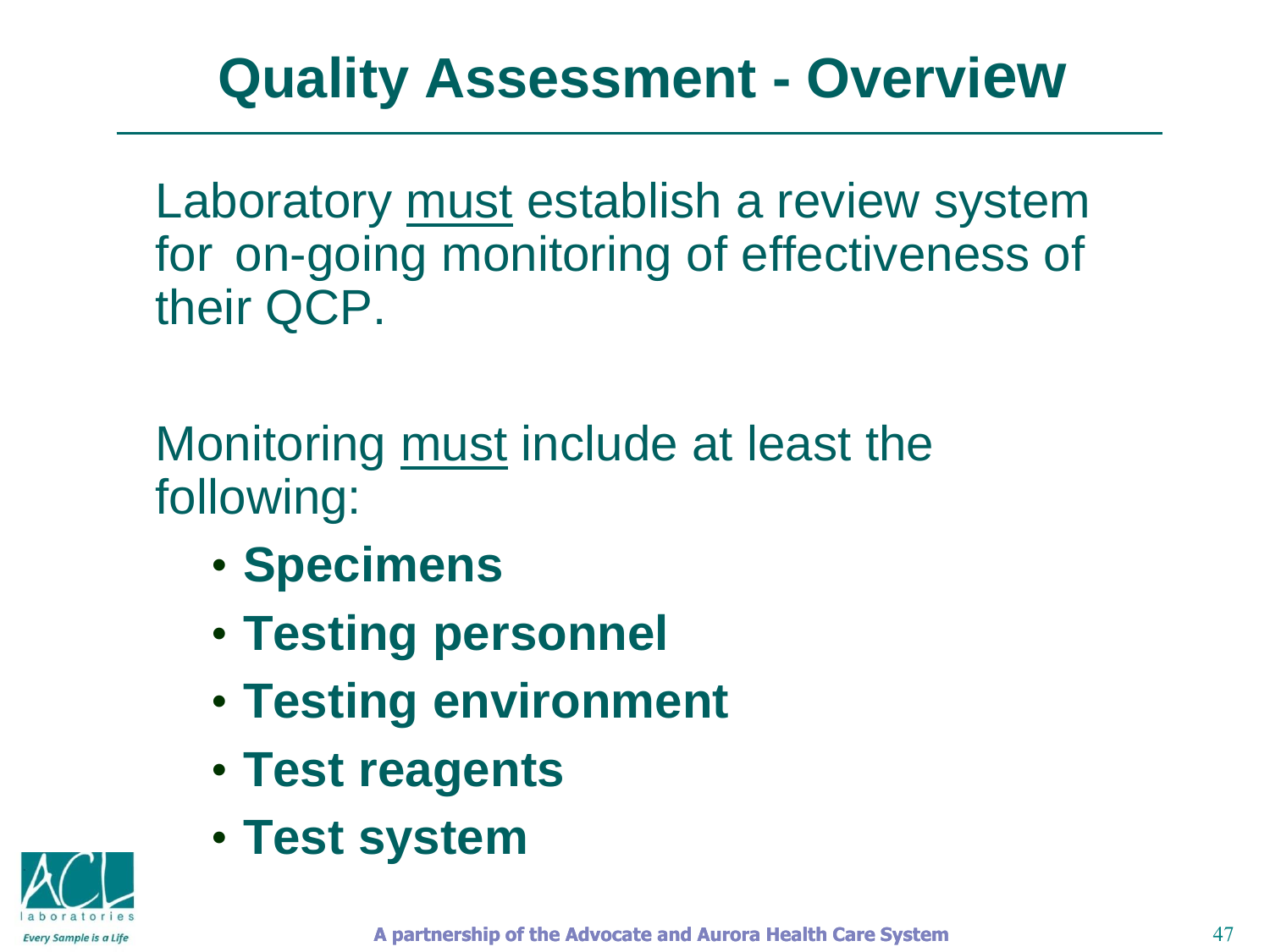# Quality Assessment - Overview

Laboratory must establish a review system for on-going monitoring of effectiveness of their QCP.

Monitoring must include at least the following:

- **Specimens**
- **Testing personnel**
- **Testing environment**
- **Test reagents**
- **Test system**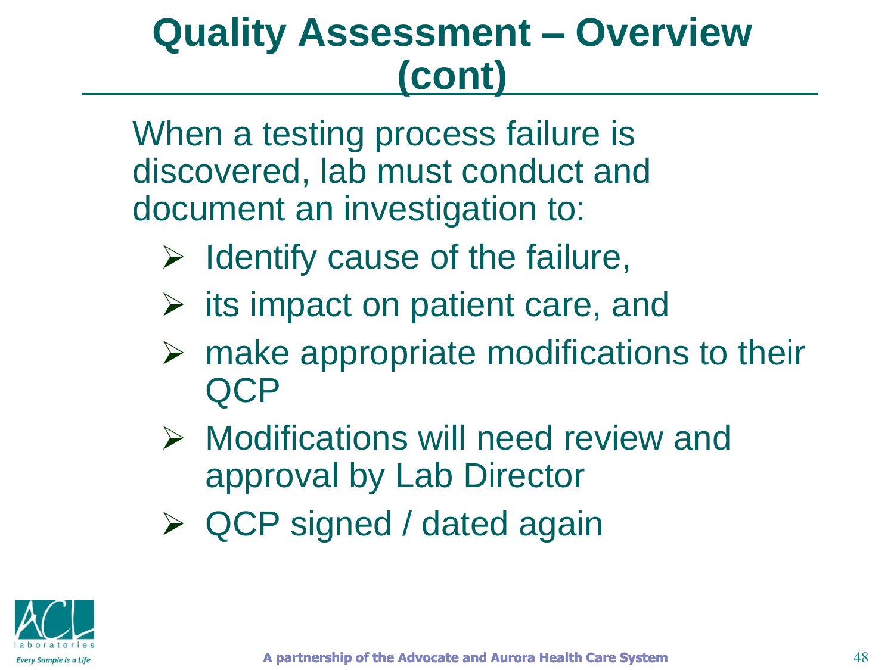# Quality Assessment – Overview (cont)

When a testing process failure is discovered, lab must conduct and document an investigation to:

- Identify cause of the failure,
- its impact on patient care, and
- make appropriate modifications to their QCP
- Modifications will need review and approval by Lab Director
- QCP signed / dated again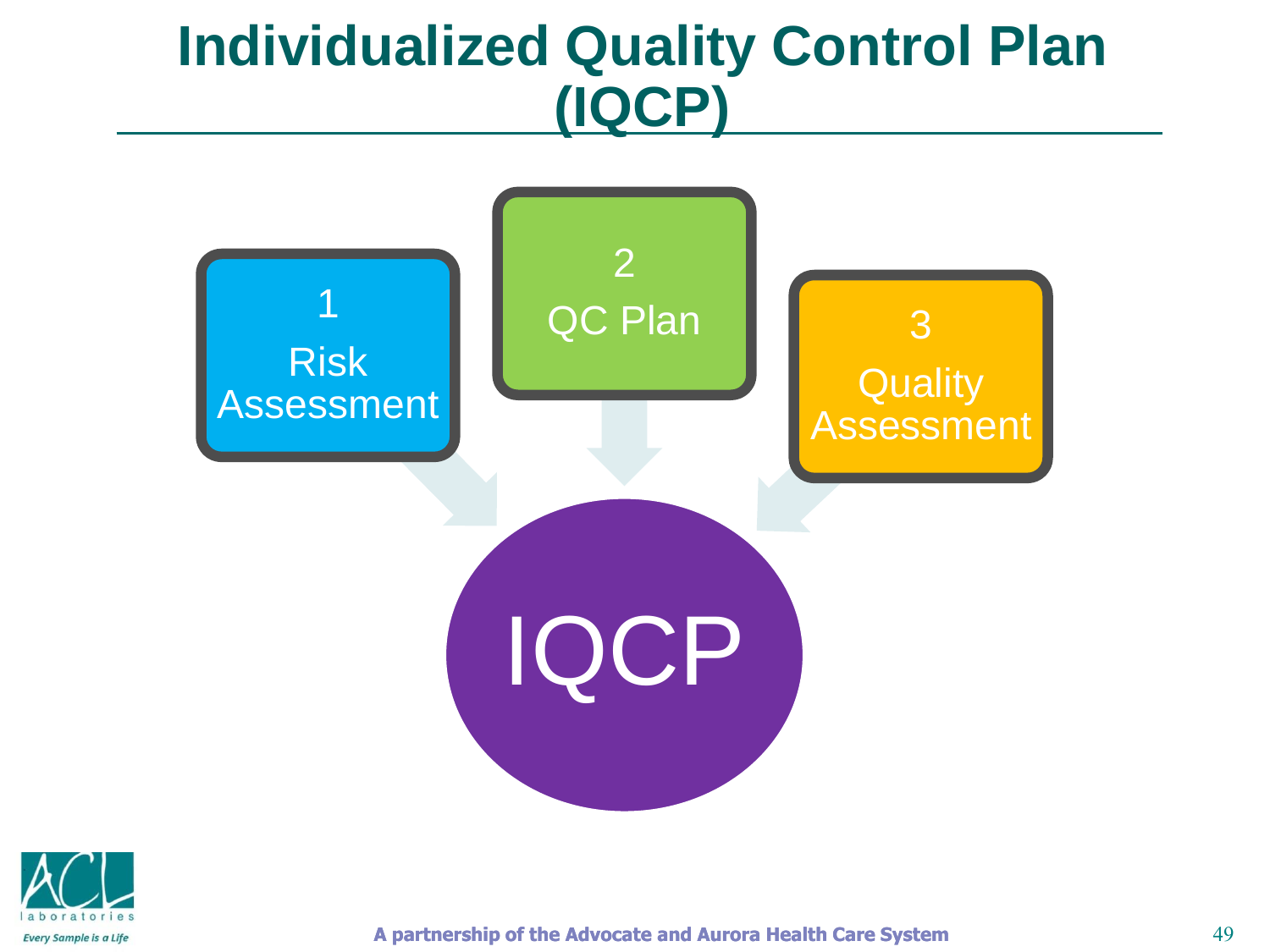# Individualized Quality Control Plan (IQCP)

1 Risk Assessment

2 QC Plan

3 Quality Assessment

IQCP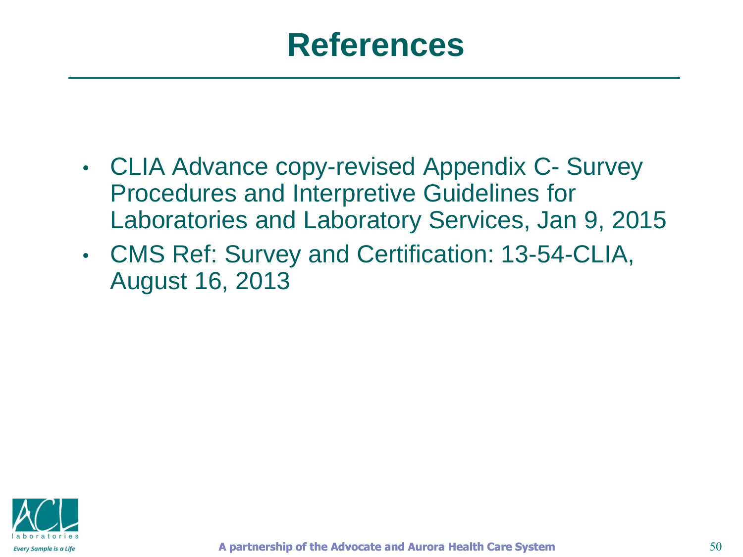# References

- CLIA Advance copy-revised Appendix C- Survey Procedures and Interpretive Guidelines for Laboratories and Laboratory Services, Jan 9, 2015
- CMS Ref: Survey and Certification: 13-54-CLIA, August 16, 2013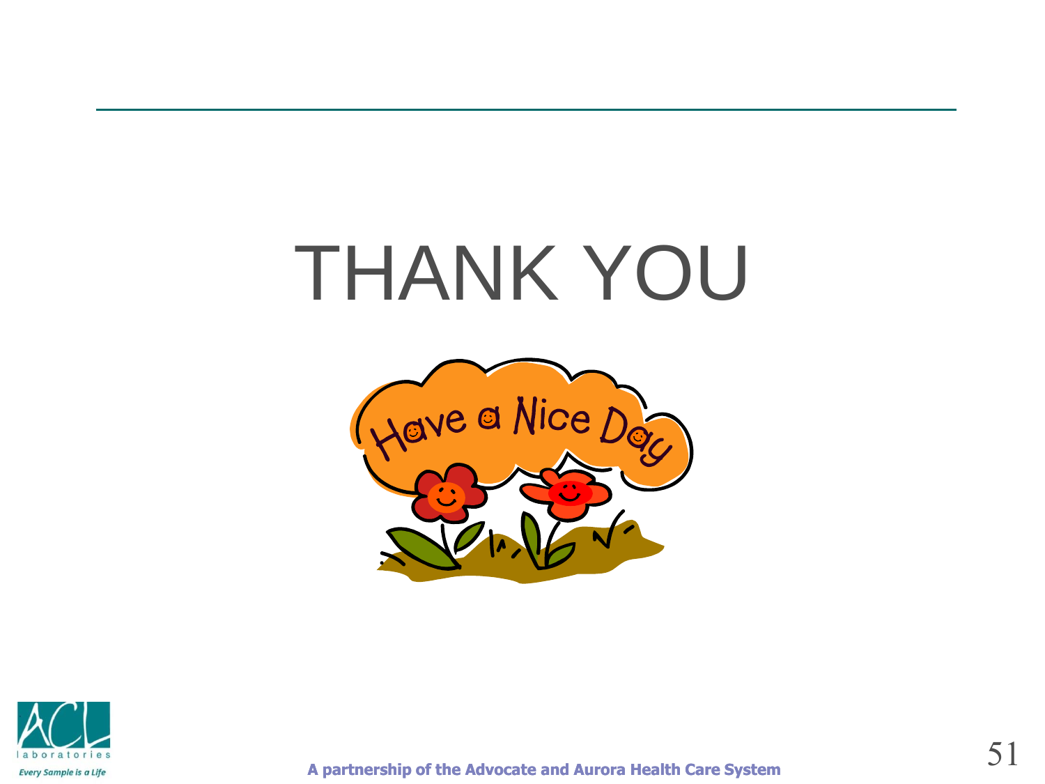# THANK YOU